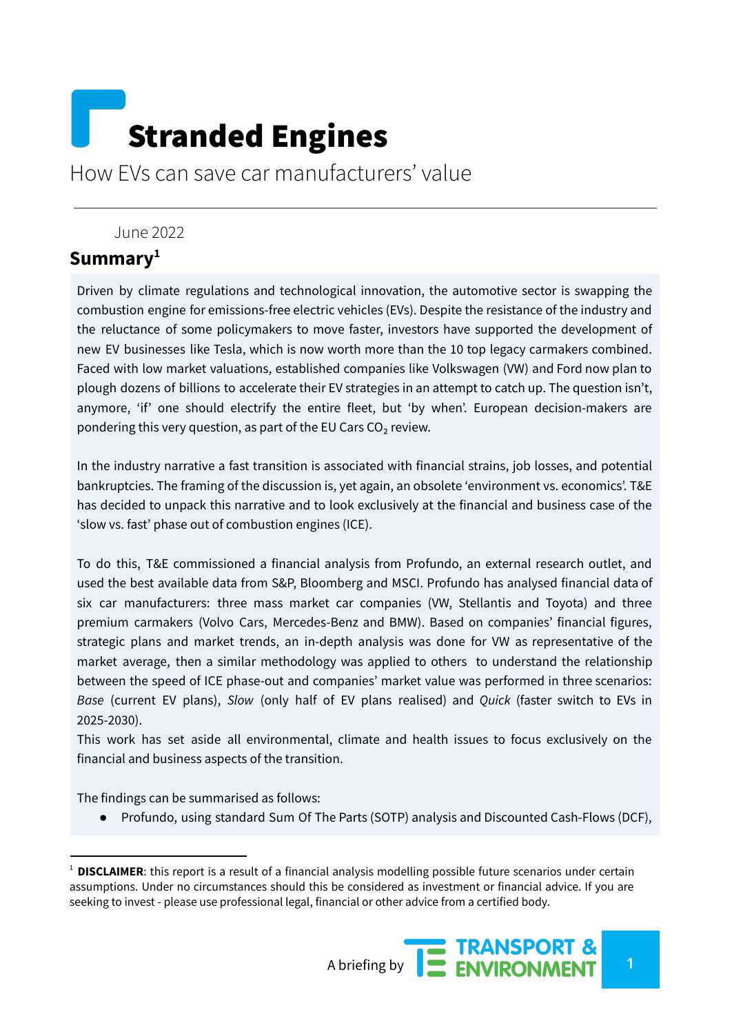# Stranded Engines

How EVs can save car manufacturers' value

June 2022

## Summary[1]

Driven by climate regulations and technological innovation, the automotive sector is swapping the combustion engine for emissions-free electric vehicles (EVs). Despite the resistance of the industry and the reluctance of some policymakers to move faster, investors have supported the development of new EV businesses like Tesla, which is now worth more than the 10 top legacy carmakers combined. Faced with low market valuations, established companies like Volkswagen (VW) and Ford now plan to plough dozens of billions to accelerate their EV strategies in an attempt to catch up. The question isn't, anymore, 'if' one should electrify the entire fleet, but 'by when'. European decision-makers are pondering this very question, as part of the EU Cars $CO_2$ review.

In the industry narrative a fast transition is associated with financial strains, job losses, and potential bankruptcies. The framing of the discussion is, yet again, an obsolete 'environment vs. economics'. T&E has decided to unpack this narrative and to look exclusively at the financial and business case of the 'slow vs. fast' phase out of combustion engines (ICE).

To do this, T&E commissioned a financial analysis from Profundo, an external research outlet, and used the best available data from S&P, Bloomberg and MSCI. Profundo has analysed financial data of six car manufacturers: three mass market car companies (VW, Stellantis and Toyota) and three premium carmakers (Volvo Cars, Mercedes-Benz and BMW). Based on companies' financial figures, strategic plans and market trends, an in-depth analysis was done for VW as representative of the market average, then a similar methodology was applied to others to understand the relationship between the speed of ICE phase-out and companies' market value was performed in three scenarios: *Base* (current EV plans), *Slow* (only half of EV plans realised) and *Quick* (faster switch to EVs in 2025-2030).

This work has set aside all environmental, climate and health issues to focus exclusively on the financial and business aspects of the transition.

The findings can be summarised as follows:

- Profundo, using standard Sum Of The Parts (SOTP) analysis and Discounted Cash-Flows (DCF),

[1] **DISCLAIMER**: this report is a result of a financial analysis modelling possible future scenarios under certain assumptions. Under no circumstances should this be considered as investment or financial advice. If you are seeking to invest - please use professional legal, financial or other advice from a certified body.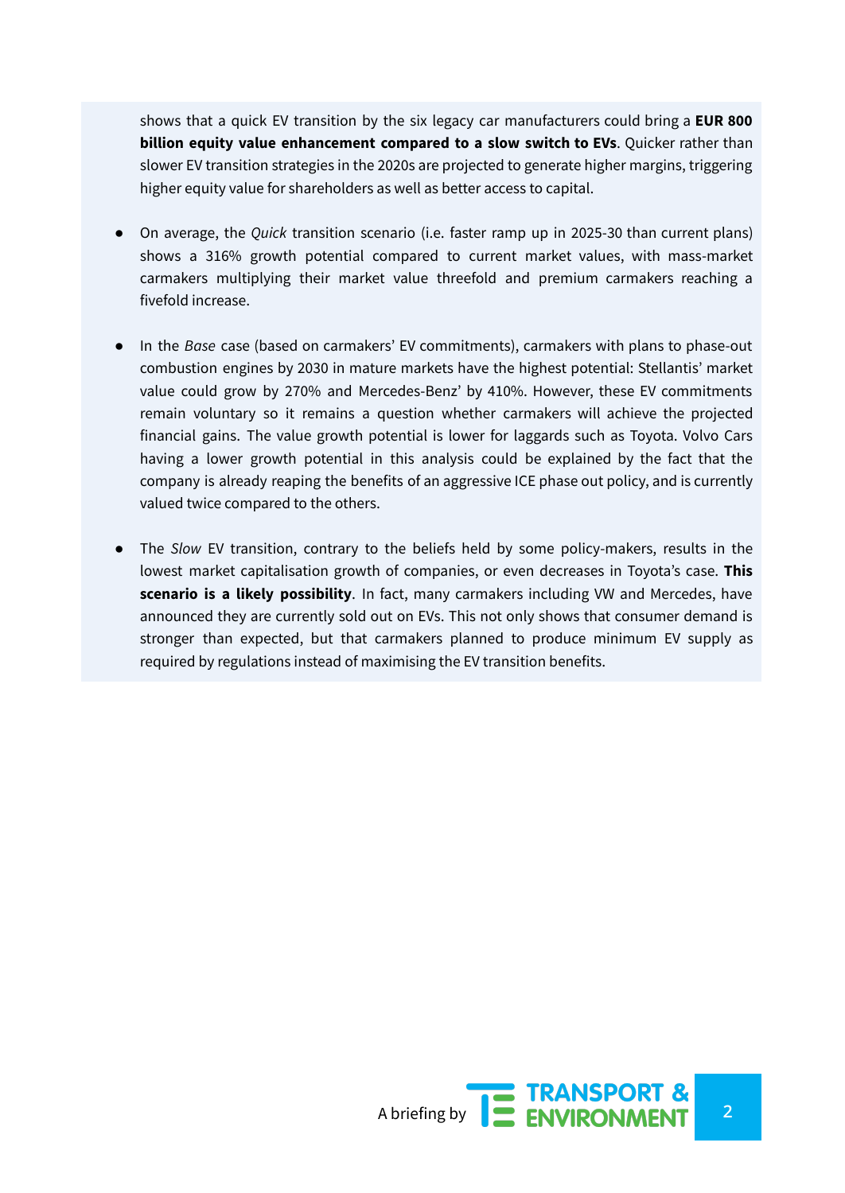shows that a quick EV transition by the six legacy car manufacturers could bring a **EUR 800 billion equity value enhancement compared to a slow switch to EVs**. Quicker rather than slower EV transition strategies in the 2020s are projected to generate higher margins, triggering higher equity value for shareholders as well as better access to capital.

- On average, the *Quick* transition scenario (i.e. faster ramp up in 2025-30 than current plans) shows a 316% growth potential compared to current market values, with mass-market carmakers multiplying their market value threefold and premium carmakers reaching a fivefold increase.

- In the *Base* case (based on carmakers' EV commitments), carmakers with plans to phase-out combustion engines by 2030 in mature markets have the highest potential: Stellantis' market value could grow by 270% and Mercedes-Benz' by 410%. However, these EV commitments remain voluntary so it remains a question whether carmakers will achieve the projected financial gains. The value growth potential is lower for laggards such as Toyota. Volvo Cars having a lower growth potential in this analysis could be explained by the fact that the company is already reaping the benefits of an aggressive ICE phase out policy, and is currently valued twice compared to the others.

- The *Slow* EV transition, contrary to the beliefs held by some policy-makers, results in the lowest market capitalisation growth of companies, or even decreases in Toyota's case. **This scenario is a likely possibility**. In fact, many carmakers including VW and Mercedes, have announced they are currently sold out on EVs. This not only shows that consumer demand is stronger than expected, but that carmakers planned to produce minimum EV supply as required by regulations instead of maximising the EV transition benefits.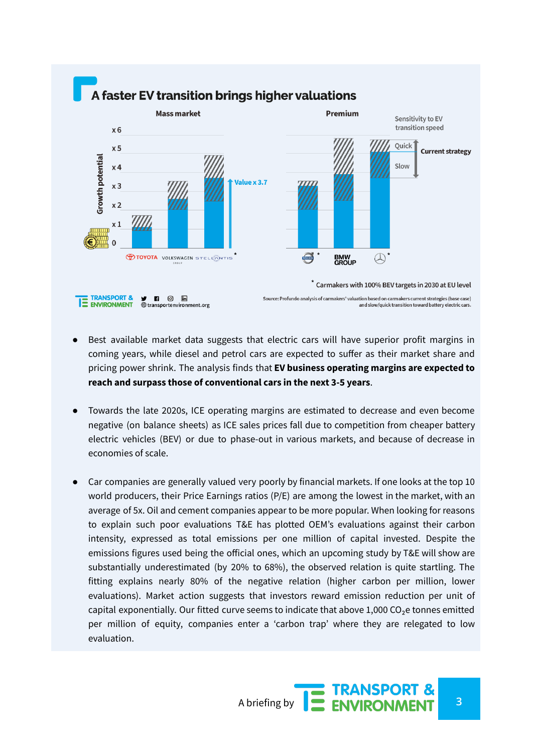## A faster EV transition brings higher valuations

Mass market | Premium

Sensitivity to EV transition speed: Quick / Slow — Current strategy

Value x 3.7

TOYOTA, VOLKSWAGEN GROUP, STELLANTIS*; VOLVO*, BMW GROUP, Mercedes*

\* Carmakers with 100% BEV targets in 2030 at EU level

Source: Profundo analysis of carmakers' valuation based on carmakers current strategies (base case) and slow/quick transition toward battery electric cars.

- Best available market data suggests that electric cars will have superior profit margins in coming years, while diesel and petrol cars are expected to suffer as their market share and pricing power shrink. The analysis finds that **EV business operating margins are expected to reach and surpass those of conventional cars in the next 3-5 years**.

- Towards the late 2020s, ICE operating margins are estimated to decrease and even become negative (on balance sheets) as ICE sales prices fall due to competition from cheaper battery electric vehicles (BEV) or due to phase-out in various markets, and because of decrease in economies of scale.

- Car companies are generally valued very poorly by financial markets. If one looks at the top 10 world producers, their Price Earnings ratios (P/E) are among the lowest in the market, with an average of 5x. Oil and cement companies appear to be more popular. When looking for reasons to explain such poor evaluations T&E has plotted OEM's evaluations against their carbon intensity, expressed as total emissions per one million of capital invested. Despite the emissions figures used being the official ones, which an upcoming study by T&E will show are substantially underestimated (by 20% to 68%), the observed relation is quite startling. The fitting explains nearly 80% of the negative relation (higher carbon per million, lower evaluations). Market action suggests that investors reward emission reduction per unit of capital exponentially. Our fitted curve seems to indicate that above 1,000 $CO_2$e tonnes emitted per million of equity, companies enter a 'carbon trap' where they are relegated to low evaluation.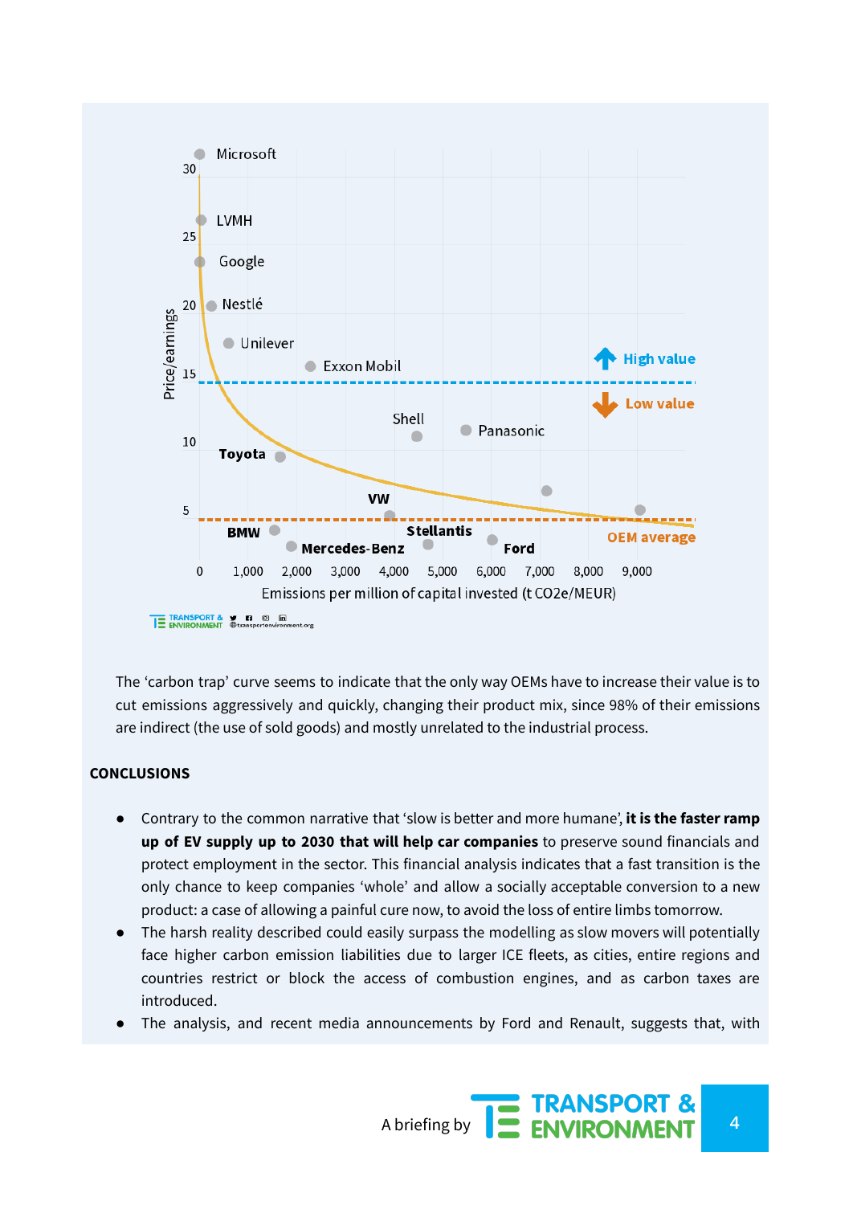The 'carbon trap' curve seems to indicate that the only way OEMs have to increase their value is to cut emissions aggressively and quickly, changing their product mix, since 98% of their emissions are indirect (the use of sold goods) and mostly unrelated to the industrial process.

## CONCLUSIONS

- Contrary to the common narrative that 'slow is better and more humane', **it is the faster ramp up of EV supply up to 2030 that will help car companies** to preserve sound financials and protect employment in the sector. This financial analysis indicates that a fast transition is the only chance to keep companies 'whole' and allow a socially acceptable conversion to a new product: a case of allowing a painful cure now, to avoid the loss of entire limbs tomorrow.
- The harsh reality described could easily surpass the modelling as slow movers will potentially face higher carbon emission liabilities due to larger ICE fleets, as cities, entire regions and countries restrict or block the access of combustion engines, and as carbon taxes are introduced.
- The analysis, and recent media announcements by Ford and Renault, suggests that, with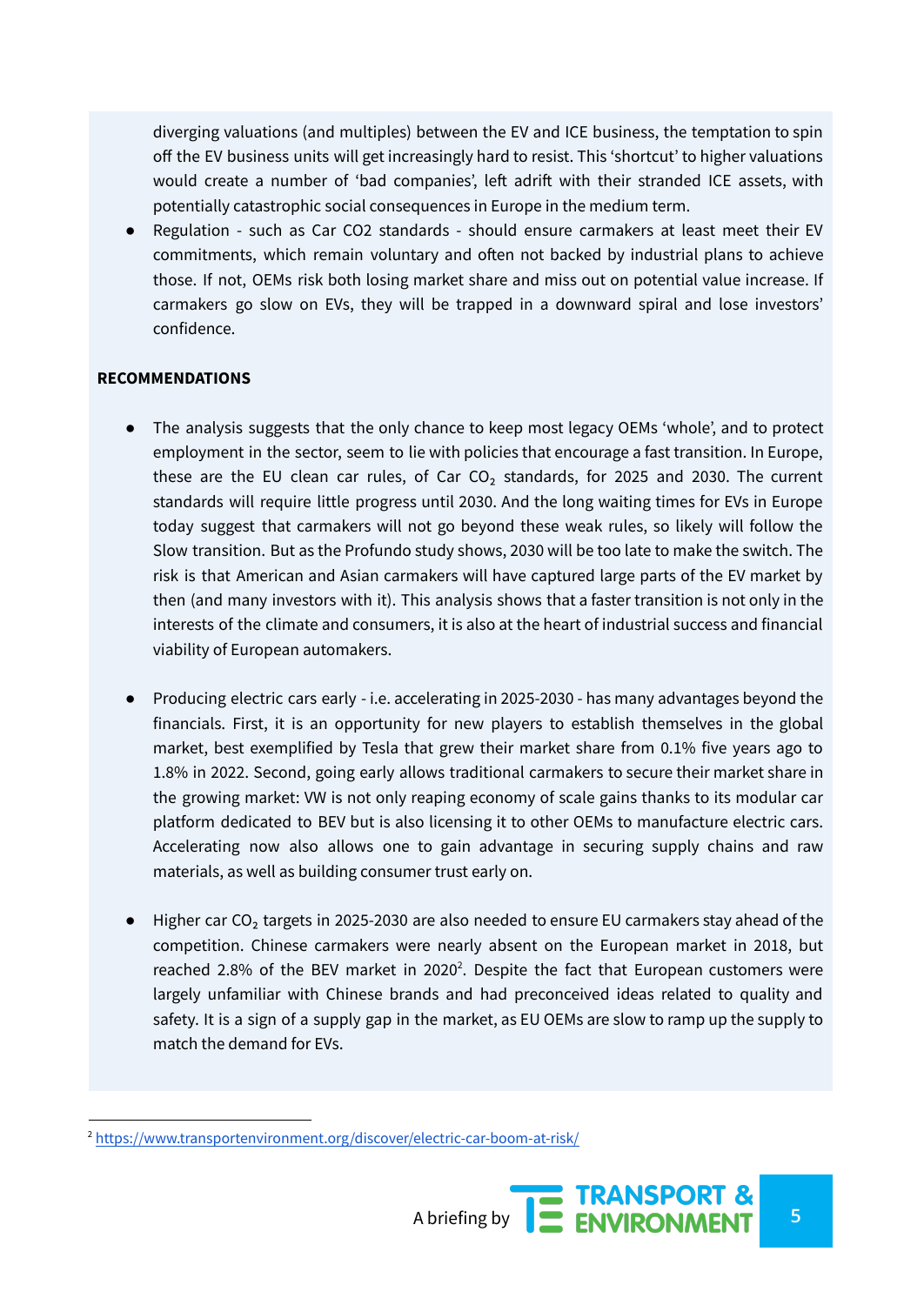diverging valuations (and multiples) between the EV and ICE business, the temptation to spin off the EV business units will get increasingly hard to resist. This 'shortcut' to higher valuations would create a number of 'bad companies', left adrift with their stranded ICE assets, with potentially catastrophic social consequences in Europe in the medium term.

- Regulation - such as Car CO2 standards - should ensure carmakers at least meet their EV commitments, which remain voluntary and often not backed by industrial plans to achieve those. If not, OEMs risk both losing market share and miss out on potential value increase. If carmakers go slow on EVs, they will be trapped in a downward spiral and lose investors' confidence.

**RECOMMENDATIONS**

- The analysis suggests that the only chance to keep most legacy OEMs 'whole', and to protect employment in the sector, seem to lie with policies that encourage a fast transition. In Europe, these are the EU clean car rules, of Car $CO_2$ standards, for 2025 and 2030. The current standards will require little progress until 2030. And the long waiting times for EVs in Europe today suggest that carmakers will not go beyond these weak rules, so likely will follow the Slow transition. But as the Profundo study shows, 2030 will be too late to make the switch. The risk is that American and Asian carmakers will have captured large parts of the EV market by then (and many investors with it). This analysis shows that a faster transition is not only in the interests of the climate and consumers, it is also at the heart of industrial success and financial viability of European automakers.

- Producing electric cars early - i.e. accelerating in 2025-2030 - has many advantages beyond the financials. First, it is an opportunity for new players to establish themselves in the global market, best exemplified by Tesla that grew their market share from 0.1% five years ago to 1.8% in 2022. Second, going early allows traditional carmakers to secure their market share in the growing market: VW is not only reaping economy of scale gains thanks to its modular car platform dedicated to BEV but is also licensing it to other OEMs to manufacture electric cars. Accelerating now also allows one to gain advantage in securing supply chains and raw materials, as well as building consumer trust early on.

- Higher car $CO_2$ targets in 2025-2030 are also needed to ensure EU carmakers stay ahead of the competition. Chinese carmakers were nearly absent on the European market in 2018, but reached 2.8% of the BEV market in 2020[2]. Despite the fact that European customers were largely unfamiliar with Chinese brands and had preconceived ideas related to quality and safety. It is a sign of a supply gap in the market, as EU OEMs are slow to ramp up the supply to match the demand for EVs.

[2] https://www.transportenvironment.org/discover/electric-car-boom-at-risk/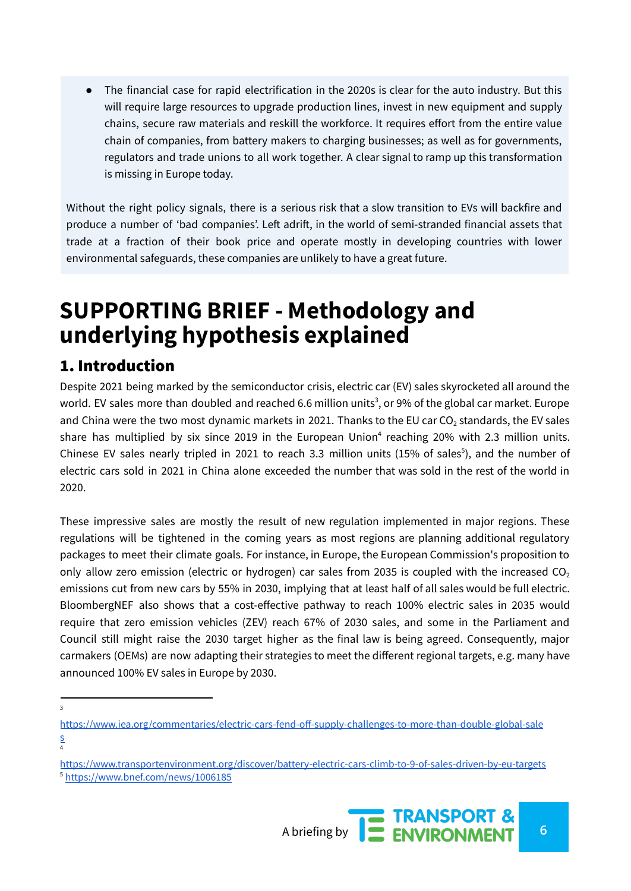- The financial case for rapid electrification in the 2020s is clear for the auto industry. But this will require large resources to upgrade production lines, invest in new equipment and supply chains, secure raw materials and reskill the workforce. It requires effort from the entire value chain of companies, from battery makers to charging businesses; as well as for governments, regulators and trade unions to all work together. A clear signal to ramp up this transformation is missing in Europe today.

Without the right policy signals, there is a serious risk that a slow transition to EVs will backfire and produce a number of 'bad companies'. Left adrift, in the world of semi-stranded financial assets that trade at a fraction of their book price and operate mostly in developing countries with lower environmental safeguards, these companies are unlikely to have a great future.

# SUPPORTING BRIEF - Methodology and underlying hypothesis explained

## 1. Introduction

Despite 2021 being marked by the semiconductor crisis, electric car (EV) sales skyrocketed all around the world. EV sales more than doubled and reached 6.6 million units[3], or 9% of the global car market. Europe and China were the two most dynamic markets in 2021. Thanks to the EU car $CO_2$ standards, the EV sales share has multiplied by six since 2019 in the European Union[4] reaching 20% with 2.3 million units. Chinese EV sales nearly tripled in 2021 to reach 3.3 million units (15% of sales[5]), and the number of electric cars sold in 2021 in China alone exceeded the number that was sold in the rest of the world in 2020.

These impressive sales are mostly the result of new regulation implemented in major regions. These regulations will be tightened in the coming years as most regions are planning additional regulatory packages to meet their climate goals. For instance, in Europe, the European Commission's proposition to only allow zero emission (electric or hydrogen) car sales from 2035 is coupled with the increased $CO_2$ emissions cut from new cars by 55% in 2030, implying that at least half of all sales would be full electric. BloombergNEF also shows that a cost-effective pathway to reach 100% electric sales in 2035 would require that zero emission vehicles (ZEV) reach 67% of 2030 sales, and some in the Parliament and Council still might raise the 2030 target higher as the final law is being agreed. Consequently, major carmakers (OEMs) are now adapting their strategies to meet the different regional targets, e.g. many have announced 100% EV sales in Europe by 2030.

---

[3] https://www.iea.org/commentaries/electric-cars-fend-off-supply-challenges-to-more-than-double-global-sales

[4] https://www.transportenvironment.org/discover/battery-electric-cars-climb-to-9-of-sales-driven-by-eu-targets

[5] https://www.bnef.com/news/1006185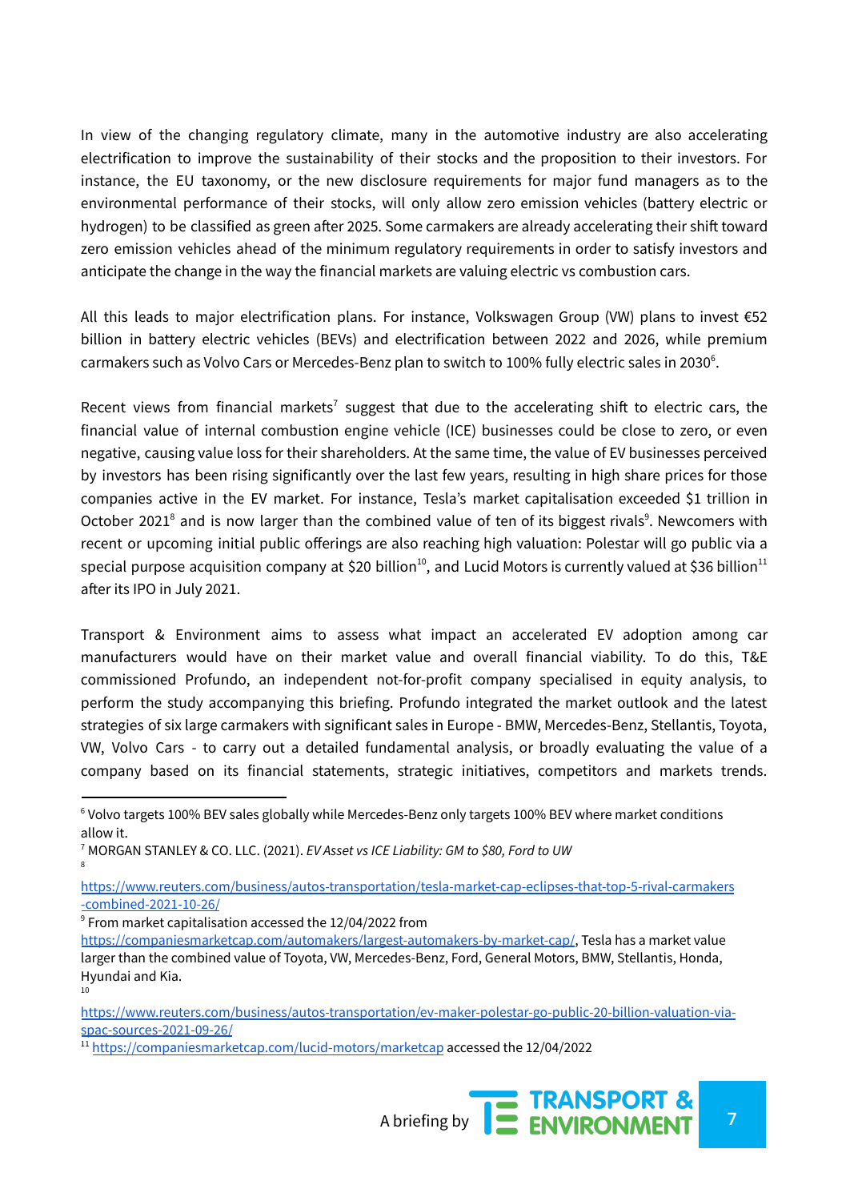In view of the changing regulatory climate, many in the automotive industry are also accelerating electrification to improve the sustainability of their stocks and the proposition to their investors. For instance, the EU taxonomy, or the new disclosure requirements for major fund managers as to the environmental performance of their stocks, will only allow zero emission vehicles (battery electric or hydrogen) to be classified as green after 2025. Some carmakers are already accelerating their shift toward zero emission vehicles ahead of the minimum regulatory requirements in order to satisfy investors and anticipate the change in the way the financial markets are valuing electric vs combustion cars.

All this leads to major electrification plans. For instance, Volkswagen Group (VW) plans to invest €52 billion in battery electric vehicles (BEVs) and electrification between 2022 and 2026, while premium carmakers such as Volvo Cars or Mercedes-Benz plan to switch to 100% fully electric sales in 2030[6].

Recent views from financial markets[7] suggest that due to the accelerating shift to electric cars, the financial value of internal combustion engine vehicle (ICE) businesses could be close to zero, or even negative, causing value loss for their shareholders. At the same time, the value of EV businesses perceived by investors has been rising significantly over the last few years, resulting in high share prices for those companies active in the EV market. For instance, Tesla's market capitalisation exceeded $1 trillion in October 2021[8] and is now larger than the combined value of ten of its biggest rivals[9]. Newcomers with recent or upcoming initial public offerings are also reaching high valuation: Polestar will go public via a special purpose acquisition company at $20 billion[10], and Lucid Motors is currently valued at $36 billion[11] after its IPO in July 2021.

Transport & Environment aims to assess what impact an accelerated EV adoption among car manufacturers would have on their market value and overall financial viability. To do this, T&E commissioned Profundo, an independent not-for-profit company specialised in equity analysis, to perform the study accompanying this briefing. Profundo integrated the market outlook and the latest strategies of six large carmakers with significant sales in Europe - BMW, Mercedes-Benz, Stellantis, Toyota, VW, Volvo Cars - to carry out a detailed fundamental analysis, or broadly evaluating the value of a company based on its financial statements, strategic initiatives, competitors and markets trends.

---

[6] Volvo targets 100% BEV sales globally while Mercedes-Benz only targets 100% BEV where market conditions allow it.

[7] MORGAN STANLEY & CO. LLC. (2021). *EV Asset vs ICE Liability: GM to $80, Ford to UW*

[8] https://www.reuters.com/business/autos-transportation/tesla-market-cap-eclipses-that-top-5-rival-carmakers-combined-2021-10-26/

[9] From market capitalisation accessed the 12/04/2022 from https://companiesmarketcap.com/automakers/largest-automakers-by-market-cap/, Tesla has a market value larger than the combined value of Toyota, VW, Mercedes-Benz, Ford, General Motors, BMW, Stellantis, Honda, Hyundai and Kia.

[10] https://www.reuters.com/business/autos-transportation/ev-maker-polestar-go-public-20-billion-valuation-via-spac-sources-2021-09-26/

[11] https://companiesmarketcap.com/lucid-motors/marketcap accessed the 12/04/2022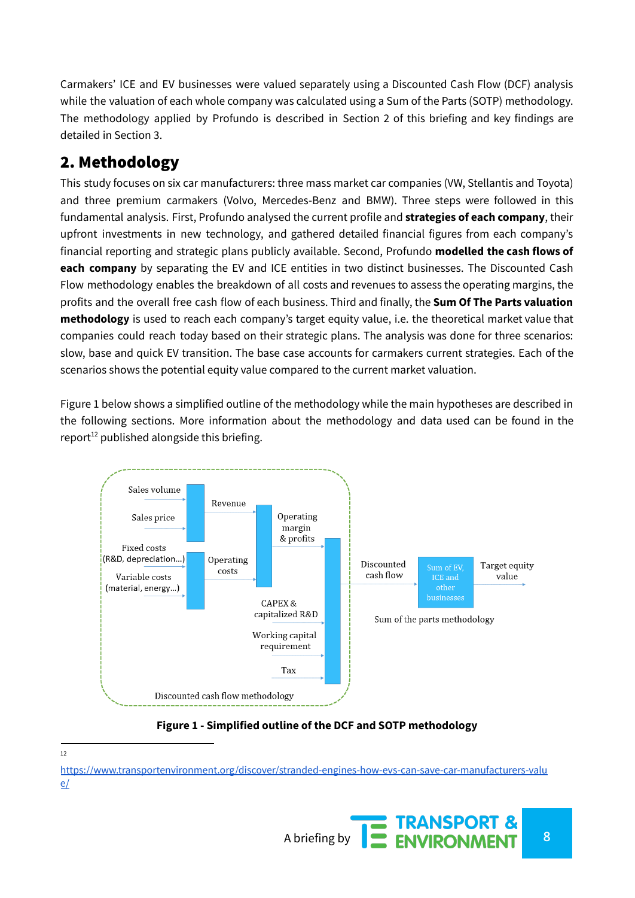Carmakers' ICE and EV businesses were valued separately using a Discounted Cash Flow (DCF) analysis while the valuation of each whole company was calculated using a Sum of the Parts (SOTP) methodology. The methodology applied by Profundo is described in Section 2 of this briefing and key findings are detailed in Section 3.

## 2. Methodology

This study focuses on six car manufacturers: three mass market car companies (VW, Stellantis and Toyota) and three premium carmakers (Volvo, Mercedes-Benz and BMW). Three steps were followed in this fundamental analysis. First, Profundo analysed the current profile and **strategies of each company**, their upfront investments in new technology, and gathered detailed financial figures from each company's financial reporting and strategic plans publicly available. Second, Profundo **modelled the cash flows of each company** by separating the EV and ICE entities in two distinct businesses. The Discounted Cash Flow methodology enables the breakdown of all costs and revenues to assess the operating margins, the profits and the overall free cash flow of each business. Third and finally, the **Sum Of The Parts valuation methodology** is used to reach each company's target equity value, i.e. the theoretical market value that companies could reach today based on their strategic plans. The analysis was done for three scenarios: slow, base and quick EV transition. The base case accounts for carmakers current strategies. Each of the scenarios shows the potential equity value compared to the current market valuation.

Figure 1 below shows a simplified outline of the methodology while the main hypotheses are described in the following sections. More information about the methodology and data used can be found in the report[12] published alongside this briefing.

Sales volume | Sales price | Revenue | Fixed costs (R&D, depreciation...) | Variable costs (material, energy...) | Operating costs | Operating margin & profits | CAPEX & capitalized R&D | Working capital requirement | Tax | Discounted cash flow methodology | Discounted cash flow | Sum of EV, ICE and other businesses | Target equity value | Sum of the parts methodology

**Figure 1 - Simplified outline of the DCF and SOTP methodology**

[12] https://www.transportenvironment.org/discover/stranded-engines-how-evs-can-save-car-manufacturers-value/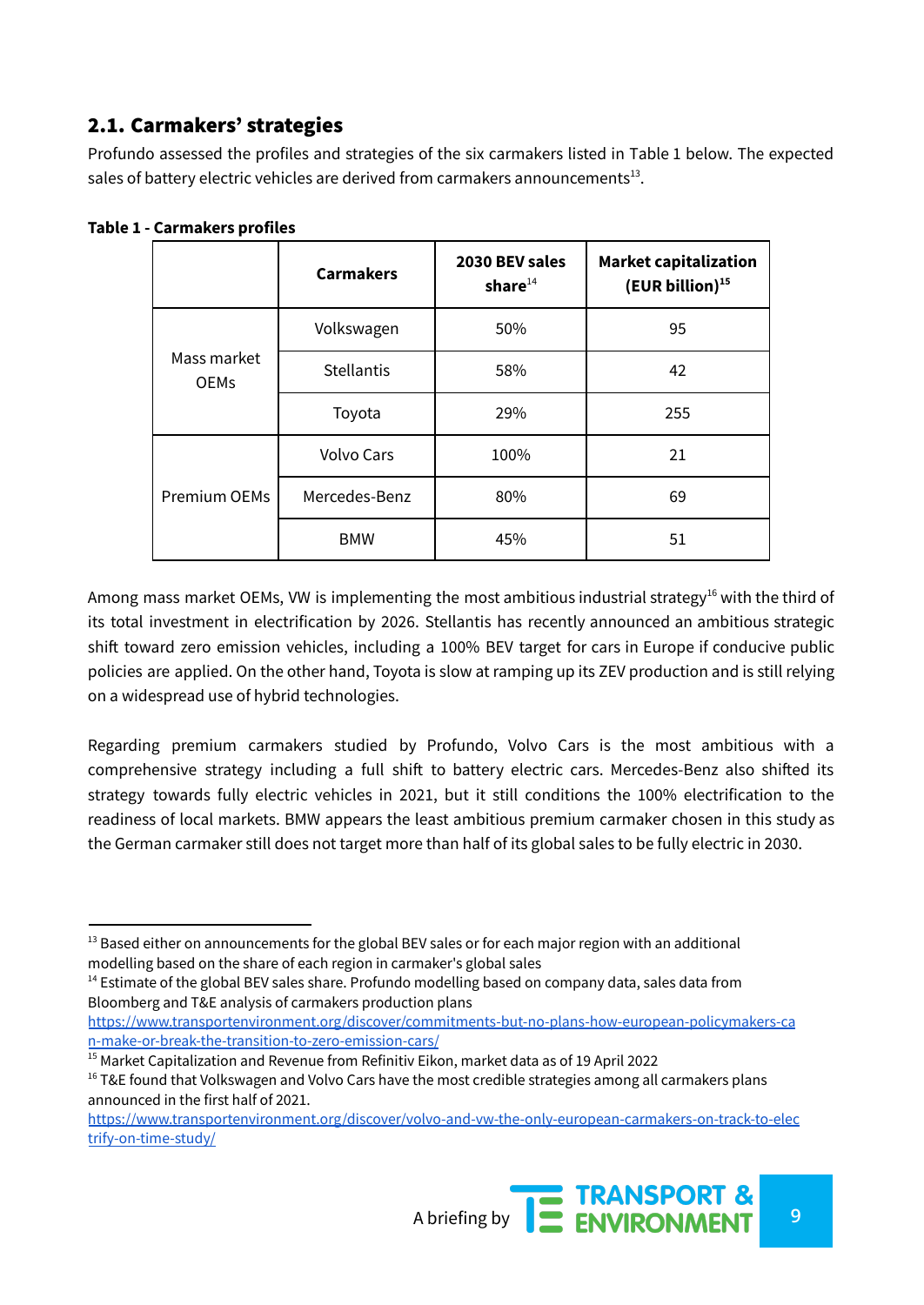## 2.1. Carmakers' strategies

Profundo assessed the profiles and strategies of the six carmakers listed in Table 1 below. The expected sales of battery electric vehicles are derived from carmakers announcements[13].

**Table 1 - Carmakers profiles**

| | Carmakers | 2030 BEV sales share[14] | Market capitalization (EUR billion)[15] |
|---|---|---|---|
| Mass market OEMs | Volkswagen | 50% | 95 |
| | Stellantis | 58% | 42 |
| | Toyota | 29% | 255 |
| Premium OEMs | Volvo Cars | 100% | 21 |
| | Mercedes-Benz | 80% | 69 |
| | BMW | 45% | 51 |

Among mass market OEMs, VW is implementing the most ambitious industrial strategy[16] with the third of its total investment in electrification by 2026. Stellantis has recently announced an ambitious strategic shift toward zero emission vehicles, including a 100% BEV target for cars in Europe if conducive public policies are applied. On the other hand, Toyota is slow at ramping up its ZEV production and is still relying on a widespread use of hybrid technologies.

Regarding premium carmakers studied by Profundo, Volvo Cars is the most ambitious with a comprehensive strategy including a full shift to battery electric cars. Mercedes-Benz also shifted its strategy towards fully electric vehicles in 2021, but it still conditions the 100% electrification to the readiness of local markets. BMW appears the least ambitious premium carmaker chosen in this study as the German carmaker still does not target more than half of its global sales to be fully electric in 2030.

---

[13] Based either on announcements for the global BEV sales or for each major region with an additional modelling based on the share of each region in carmaker's global sales

[14] Estimate of the global BEV sales share. Profundo modelling based on company data, sales data from Bloomberg and T&E analysis of carmakers production plans https://www.transportenvironment.org/discover/commitments-but-no-plans-how-european-policymakers-can-make-or-break-the-transition-to-zero-emission-cars/

[15] Market Capitalization and Revenue from Refinitiv Eikon, market data as of 19 April 2022

[16] T&E found that Volkswagen and Volvo Cars have the most credible strategies among all carmakers plans announced in the first half of 2021. https://www.transportenvironment.org/discover/volvo-and-vw-the-only-european-carmakers-on-track-to-electrify-on-time-study/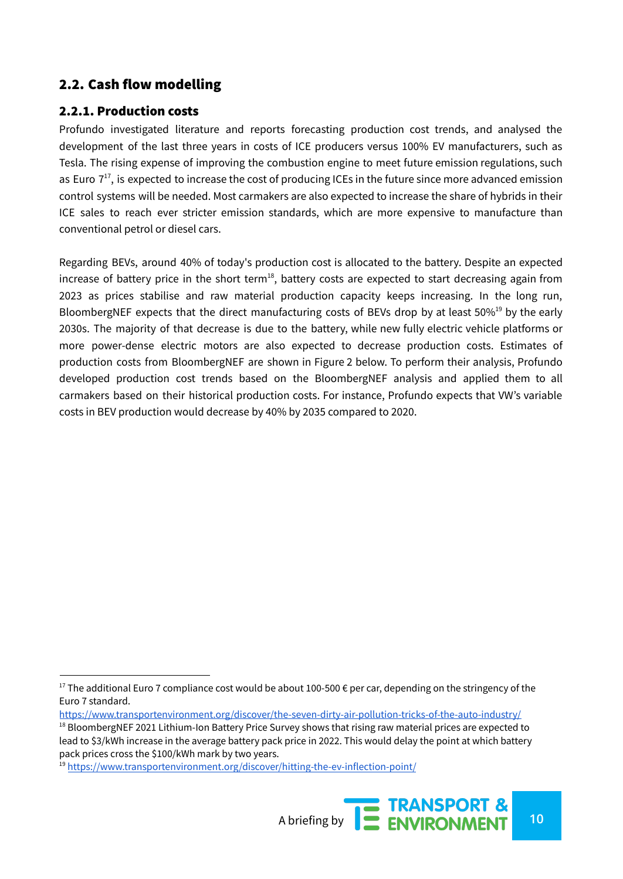## 2.2. Cash flow modelling

### 2.2.1. Production costs

Profundo investigated literature and reports forecasting production cost trends, and analysed the development of the last three years in costs of ICE producers versus 100% EV manufacturers, such as Tesla. The rising expense of improving the combustion engine to meet future emission regulations, such as Euro 7[17], is expected to increase the cost of producing ICEs in the future since more advanced emission control systems will be needed. Most carmakers are also expected to increase the share of hybrids in their ICE sales to reach ever stricter emission standards, which are more expensive to manufacture than conventional petrol or diesel cars.

Regarding BEVs, around 40% of today's production cost is allocated to the battery. Despite an expected increase of battery price in the short term[18], battery costs are expected to start decreasing again from 2023 as prices stabilise and raw material production capacity keeps increasing. In the long run, BloombergNEF expects that the direct manufacturing costs of BEVs drop by at least 50%[19] by the early 2030s. The majority of that decrease is due to the battery, while new fully electric vehicle platforms or more power-dense electric motors are also expected to decrease production costs. Estimates of production costs from BloombergNEF are shown in Figure 2 below. To perform their analysis, Profundo developed production cost trends based on the BloombergNEF analysis and applied them to all carmakers based on their historical production costs. For instance, Profundo expects that VW's variable costs in BEV production would decrease by 40% by 2035 compared to 2020.

---

[17] The additional Euro 7 compliance cost would be about 100-500 € per car, depending on the stringency of the Euro 7 standard.
https://www.transportenvironment.org/discover/the-seven-dirty-air-pollution-tricks-of-the-auto-industry/

[18] BloombergNEF 2021 Lithium-Ion Battery Price Survey shows that rising raw material prices are expected to lead to $3/kWh increase in the average battery pack price in 2022. This would delay the point at which battery pack prices cross the $100/kWh mark by two years.

[19] https://www.transportenvironment.org/discover/hitting-the-ev-inflection-point/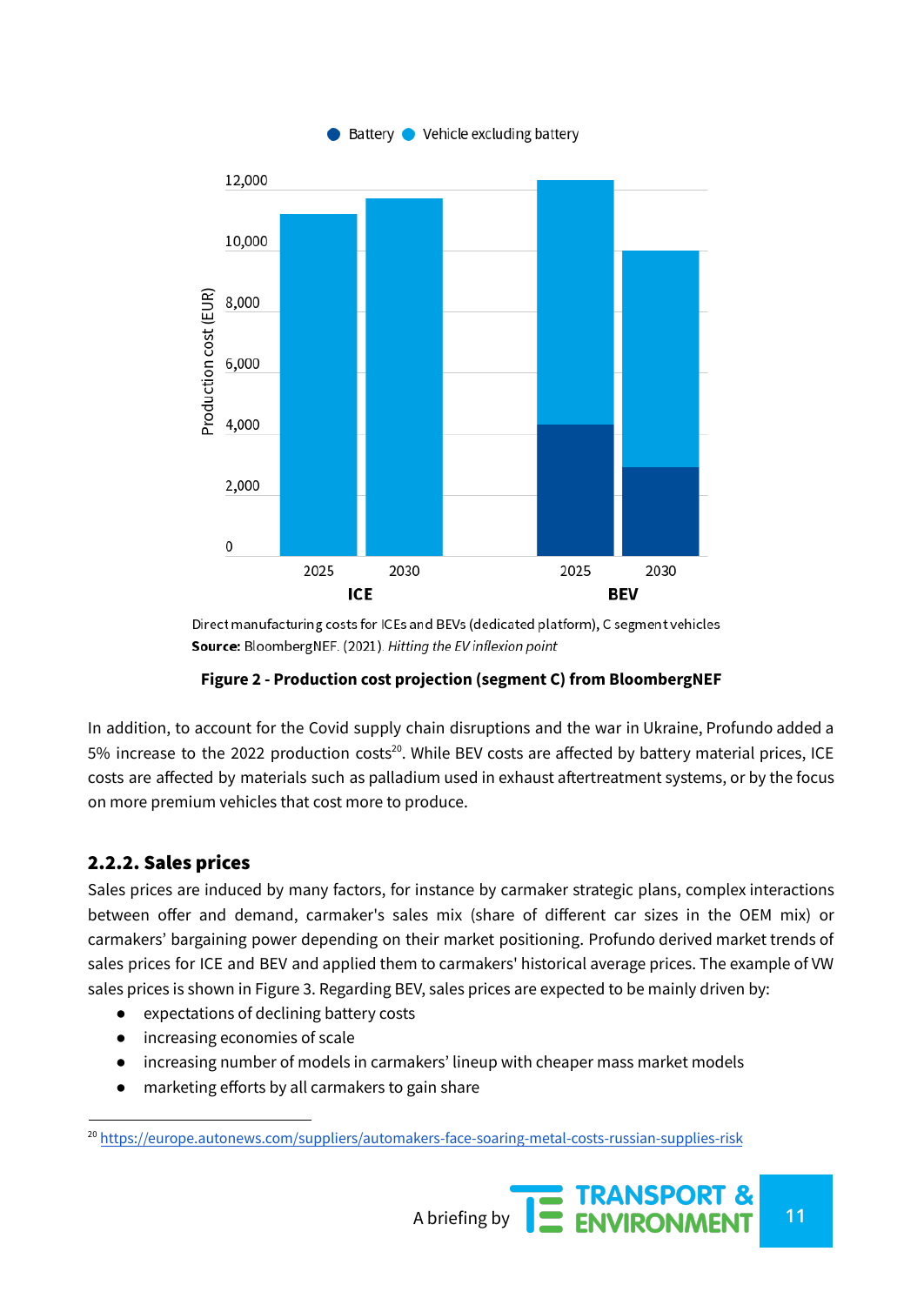Battery ● Vehicle excluding battery

Direct manufacturing costs for ICEs and BEVs (dedicated platform), C segment vehicles
**Source:** BloombergNEF. (2021). *Hitting the EV inflexion point*

**Figure 2 - Production cost projection (segment C) from BloombergNEF**

In addition, to account for the Covid supply chain disruptions and the war in Ukraine, Profundo added a 5% increase to the 2022 production costs[20]. While BEV costs are affected by battery material prices, ICE costs are affected by materials such as palladium used in exhaust aftertreatment systems, or by the focus on more premium vehicles that cost more to produce.

### 2.2.2. Sales prices

Sales prices are induced by many factors, for instance by carmaker strategic plans, complex interactions between offer and demand, carmaker's sales mix (share of different car sizes in the OEM mix) or carmakers' bargaining power depending on their market positioning. Profundo derived market trends of sales prices for ICE and BEV and applied them to carmakers' historical average prices. The example of VW sales prices is shown in Figure 3. Regarding BEV, sales prices are expected to be mainly driven by:

- expectations of declining battery costs
- increasing economies of scale
- increasing number of models in carmakers' lineup with cheaper mass market models
- marketing efforts by all carmakers to gain share

[20] https://europe.autonews.com/suppliers/automakers-face-soaring-metal-costs-russian-supplies-risk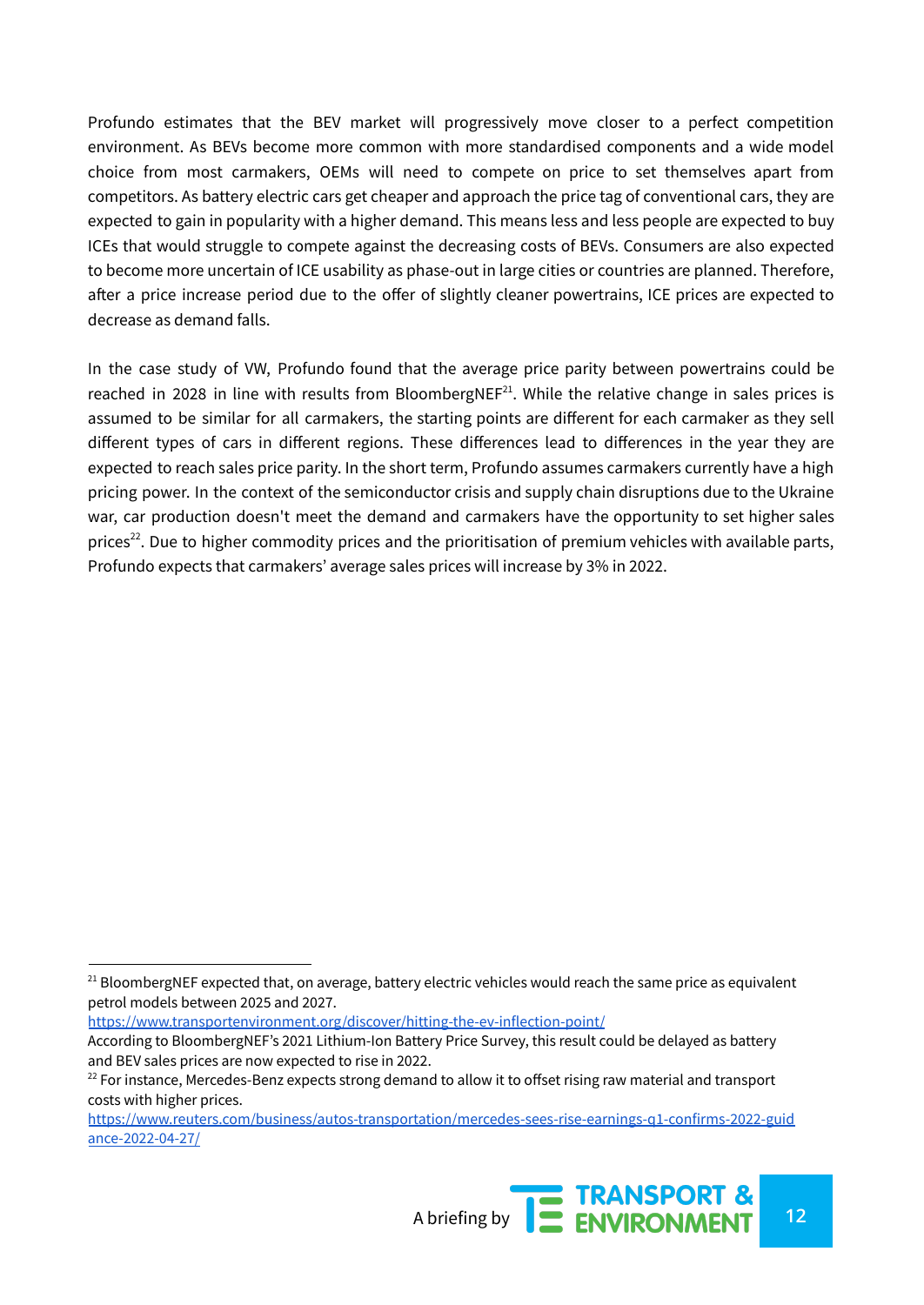Profundo estimates that the BEV market will progressively move closer to a perfect competition environment. As BEVs become more common with more standardised components and a wide model choice from most carmakers, OEMs will need to compete on price to set themselves apart from competitors. As battery electric cars get cheaper and approach the price tag of conventional cars, they are expected to gain in popularity with a higher demand. This means less and less people are expected to buy ICEs that would struggle to compete against the decreasing costs of BEVs. Consumers are also expected to become more uncertain of ICE usability as phase-out in large cities or countries are planned. Therefore, after a price increase period due to the offer of slightly cleaner powertrains, ICE prices are expected to decrease as demand falls.

In the case study of VW, Profundo found that the average price parity between powertrains could be reached in 2028 in line with results from BloombergNEF[21]. While the relative change in sales prices is assumed to be similar for all carmakers, the starting points are different for each carmaker as they sell different types of cars in different regions. These differences lead to differences in the year they are expected to reach sales price parity. In the short term, Profundo assumes carmakers currently have a high pricing power. In the context of the semiconductor crisis and supply chain disruptions due to the Ukraine war, car production doesn't meet the demand and carmakers have the opportunity to set higher sales prices[22]. Due to higher commodity prices and the prioritisation of premium vehicles with available parts, Profundo expects that carmakers' average sales prices will increase by 3% in 2022.

---

[21] BloombergNEF expected that, on average, battery electric vehicles would reach the same price as equivalent petrol models between 2025 and 2027.
https://www.transportenvironment.org/discover/hitting-the-ev-inflection-point/
According to BloombergNEF's 2021 Lithium-Ion Battery Price Survey, this result could be delayed as battery and BEV sales prices are now expected to rise in 2022.

[22] For instance, Mercedes-Benz expects strong demand to allow it to offset rising raw material and transport costs with higher prices.
https://www.reuters.com/business/autos-transportation/mercedes-sees-rise-earnings-q1-confirms-2022-guidance-2022-04-27/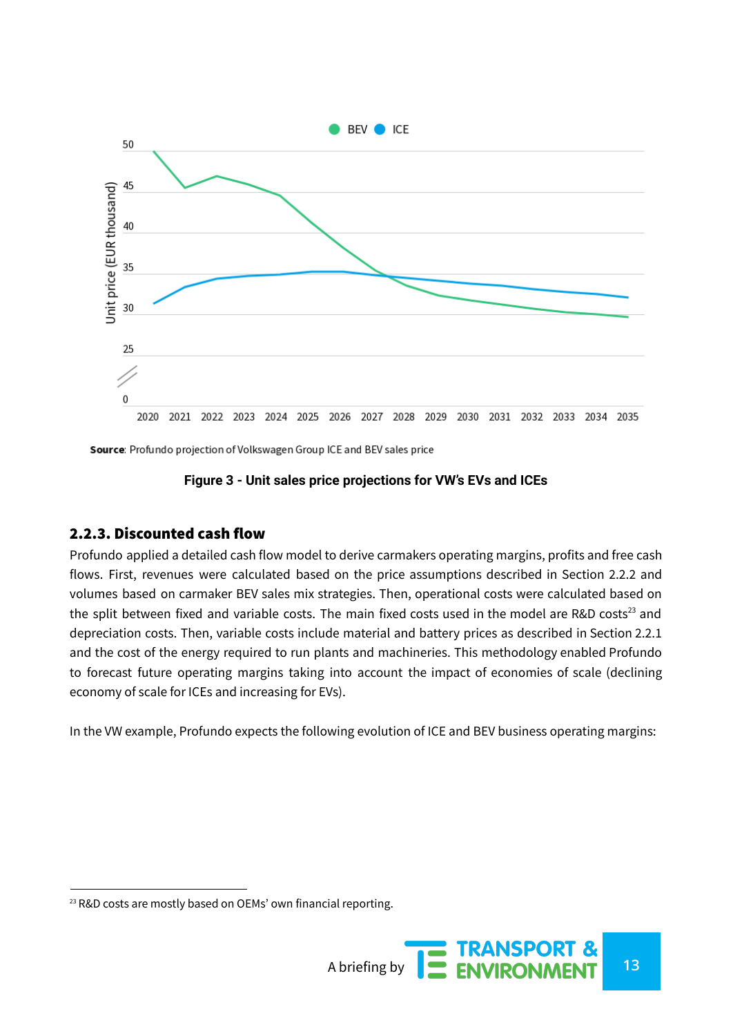Source: Profundo projection of Volkswagen Group ICE and BEV sales price

**Figure 3 - Unit sales price projections for VW's EVs and ICEs**

### 2.2.3. Discounted cash flow

Profundo applied a detailed cash flow model to derive carmakers operating margins, profits and free cash flows. First, revenues were calculated based on the price assumptions described in Section 2.2.2 and volumes based on carmaker BEV sales mix strategies. Then, operational costs were calculated based on the split between fixed and variable costs. The main fixed costs used in the model are R&D costs[23] and depreciation costs. Then, variable costs include material and battery prices as described in Section 2.2.1 and the cost of the energy required to run plants and machineries. This methodology enabled Profundo to forecast future operating margins taking into account the impact of economies of scale (declining economy of scale for ICEs and increasing for EVs).

In the VW example, Profundo expects the following evolution of ICE and BEV business operating margins:

[23] R&D costs are mostly based on OEMs' own financial reporting.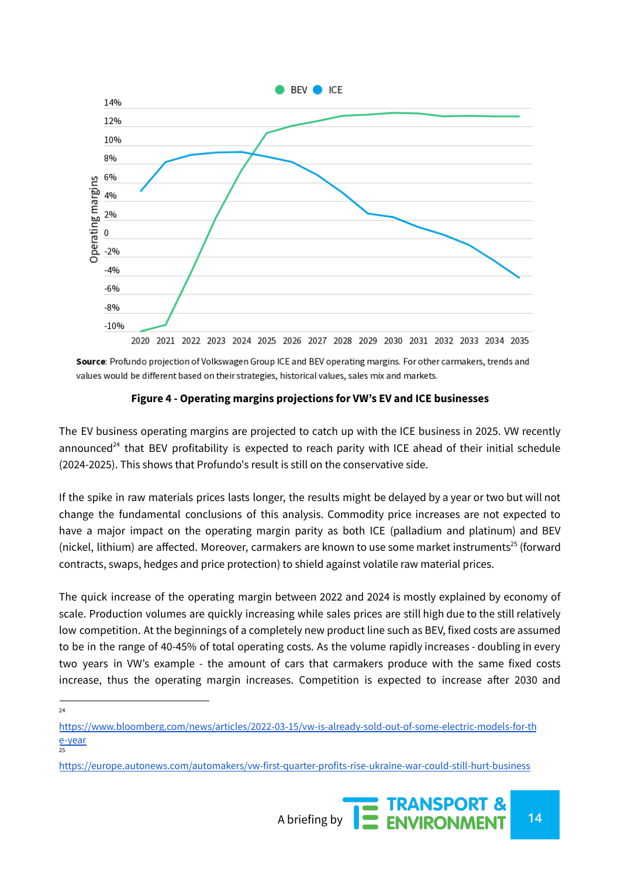**Source**: Profundo projection of Volkswagen Group ICE and BEV operating margins. For other carmakers, trends and values would be different based on their strategies, historical values, sales mix and markets.

**Figure 4 - Operating margins projections for VW's EV and ICE businesses**

The EV business operating margins are projected to catch up with the ICE business in 2025. VW recently announced[24] that BEV profitability is expected to reach parity with ICE ahead of their initial schedule (2024-2025). This shows that Profundo's result is still on the conservative side.

If the spike in raw materials prices lasts longer, the results might be delayed by a year or two but will not change the fundamental conclusions of this analysis. Commodity price increases are not expected to have a major impact on the operating margin parity as both ICE (palladium and platinum) and BEV (nickel, lithium) are affected. Moreover, carmakers are known to use some market instruments[25] (forward contracts, swaps, hedges and price protection) to shield against volatile raw material prices.

The quick increase of the operating margin between 2022 and 2024 is mostly explained by economy of scale. Production volumes are quickly increasing while sales prices are still high due to the still relatively low competition. At the beginnings of a completely new product line such as BEV, fixed costs are assumed to be in the range of 40-45% of total operating costs. As the volume rapidly increases - doubling in every two years in VW's example - the amount of cars that carmakers produce with the same fixed costs increase, thus the operating margin increases. Competition is expected to increase after 2030 and

---

[24] https://www.bloomberg.com/news/articles/2022-03-15/vw-is-already-sold-out-of-some-electric-models-for-the-year

[25] https://europe.autonews.com/automakers/vw-first-quarter-profits-rise-ukraine-war-could-still-hurt-business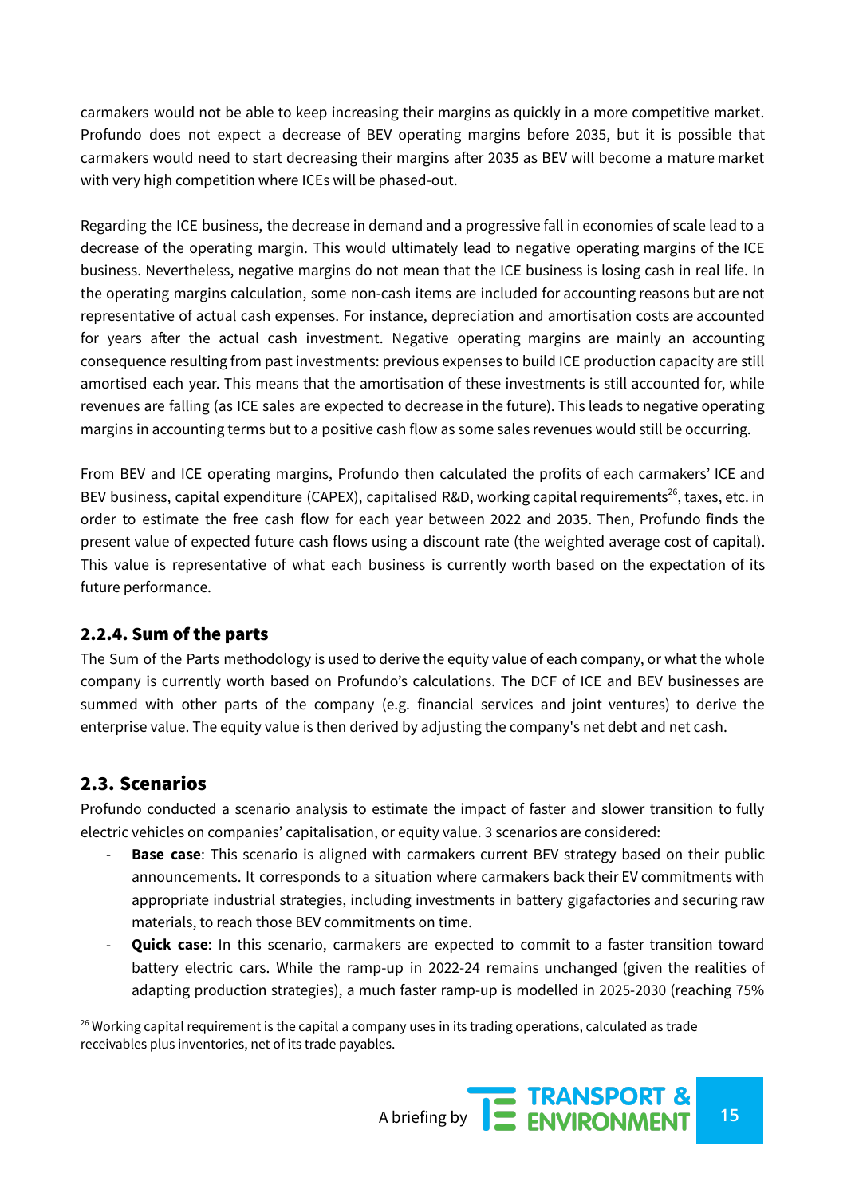carmakers would not be able to keep increasing their margins as quickly in a more competitive market. Profundo does not expect a decrease of BEV operating margins before 2035, but it is possible that carmakers would need to start decreasing their margins after 2035 as BEV will become a mature market with very high competition where ICEs will be phased-out.

Regarding the ICE business, the decrease in demand and a progressive fall in economies of scale lead to a decrease of the operating margin. This would ultimately lead to negative operating margins of the ICE business. Nevertheless, negative margins do not mean that the ICE business is losing cash in real life. In the operating margins calculation, some non-cash items are included for accounting reasons but are not representative of actual cash expenses. For instance, depreciation and amortisation costs are accounted for years after the actual cash investment. Negative operating margins are mainly an accounting consequence resulting from past investments: previous expenses to build ICE production capacity are still amortised each year. This means that the amortisation of these investments is still accounted for, while revenues are falling (as ICE sales are expected to decrease in the future). This leads to negative operating margins in accounting terms but to a positive cash flow as some sales revenues would still be occurring.

From BEV and ICE operating margins, Profundo then calculated the profits of each carmakers' ICE and BEV business, capital expenditure (CAPEX), capitalised R&D, working capital requirements[26], taxes, etc. in order to estimate the free cash flow for each year between 2022 and 2035. Then, Profundo finds the present value of expected future cash flows using a discount rate (the weighted average cost of capital). This value is representative of what each business is currently worth based on the expectation of its future performance.

### 2.2.4. Sum of the parts

The Sum of the Parts methodology is used to derive the equity value of each company, or what the whole company is currently worth based on Profundo's calculations. The DCF of ICE and BEV businesses are summed with other parts of the company (e.g. financial services and joint ventures) to derive the enterprise value. The equity value is then derived by adjusting the company's net debt and net cash.

## 2.3. Scenarios

Profundo conducted a scenario analysis to estimate the impact of faster and slower transition to fully electric vehicles on companies' capitalisation, or equity value. 3 scenarios are considered:

- **Base case**: This scenario is aligned with carmakers current BEV strategy based on their public announcements. It corresponds to a situation where carmakers back their EV commitments with appropriate industrial strategies, including investments in battery gigafactories and securing raw materials, to reach those BEV commitments on time.
- **Quick case**: In this scenario, carmakers are expected to commit to a faster transition toward battery electric cars. While the ramp-up in 2022-24 remains unchanged (given the realities of adapting production strategies), a much faster ramp-up is modelled in 2025-2030 (reaching 75%

[26] Working capital requirement is the capital a company uses in its trading operations, calculated as trade receivables plus inventories, net of its trade payables.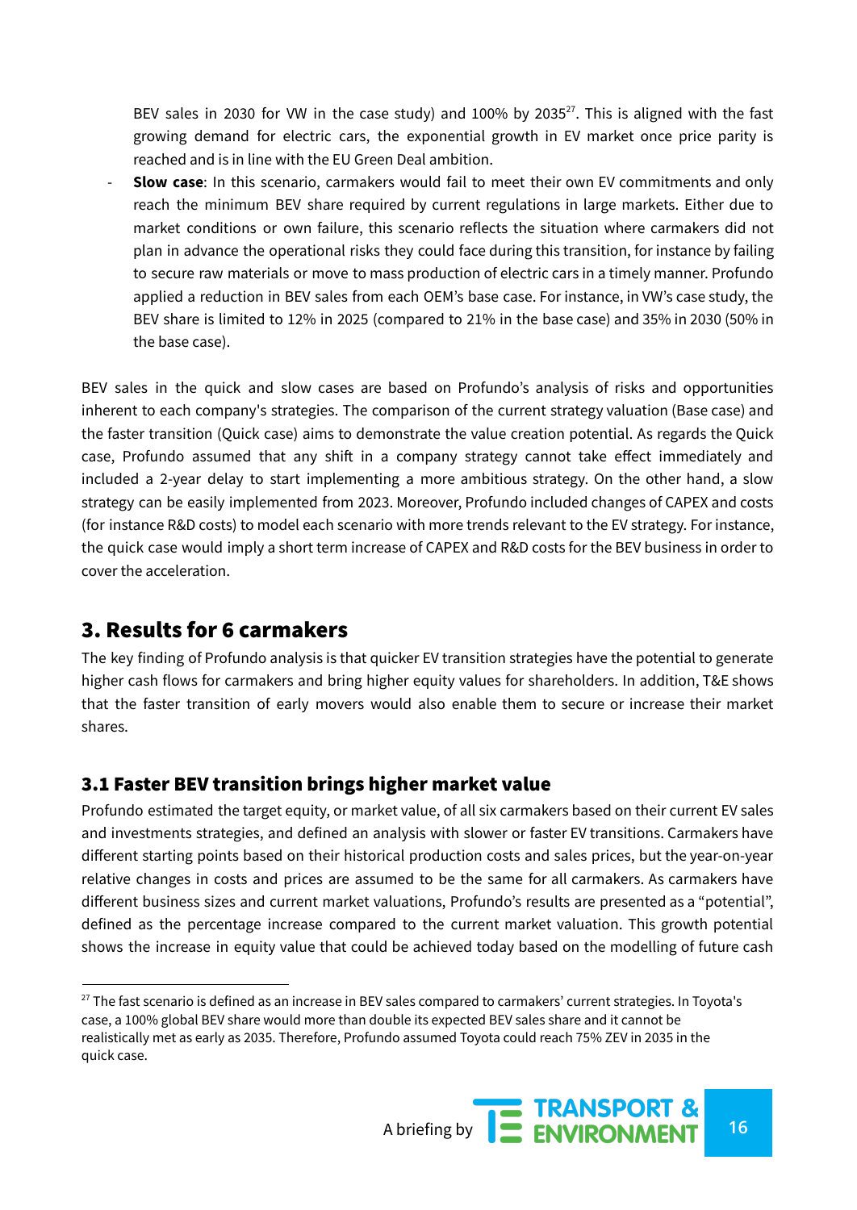BEV sales in 2030 for VW in the case study) and 100% by 2035[27]. This is aligned with the fast growing demand for electric cars, the exponential growth in EV market once price parity is reached and is in line with the EU Green Deal ambition.

- **Slow case**: In this scenario, carmakers would fail to meet their own EV commitments and only reach the minimum BEV share required by current regulations in large markets. Either due to market conditions or own failure, this scenario reflects the situation where carmakers did not plan in advance the operational risks they could face during this transition, for instance by failing to secure raw materials or move to mass production of electric cars in a timely manner. Profundo applied a reduction in BEV sales from each OEM's base case. For instance, in VW's case study, the BEV share is limited to 12% in 2025 (compared to 21% in the base case) and 35% in 2030 (50% in the base case).

BEV sales in the quick and slow cases are based on Profundo's analysis of risks and opportunities inherent to each company's strategies. The comparison of the current strategy valuation (Base case) and the faster transition (Quick case) aims to demonstrate the value creation potential. As regards the Quick case, Profundo assumed that any shift in a company strategy cannot take effect immediately and included a 2-year delay to start implementing a more ambitious strategy. On the other hand, a slow strategy can be easily implemented from 2023. Moreover, Profundo included changes of CAPEX and costs (for instance R&D costs) to model each scenario with more trends relevant to the EV strategy. For instance, the quick case would imply a short term increase of CAPEX and R&D costs for the BEV business in order to cover the acceleration.

## 3. Results for 6 carmakers

The key finding of Profundo analysis is that quicker EV transition strategies have the potential to generate higher cash flows for carmakers and bring higher equity values for shareholders. In addition, T&E shows that the faster transition of early movers would also enable them to secure or increase their market shares.

### 3.1 Faster BEV transition brings higher market value

Profundo estimated the target equity, or market value, of all six carmakers based on their current EV sales and investments strategies, and defined an analysis with slower or faster EV transitions. Carmakers have different starting points based on their historical production costs and sales prices, but the year-on-year relative changes in costs and prices are assumed to be the same for all carmakers. As carmakers have different business sizes and current market valuations, Profundo's results are presented as a "potential", defined as the percentage increase compared to the current market valuation. This growth potential shows the increase in equity value that could be achieved today based on the modelling of future cash

---

[27] The fast scenario is defined as an increase in BEV sales compared to carmakers' current strategies. In Toyota's case, a 100% global BEV share would more than double its expected BEV sales share and it cannot be realistically met as early as 2035. Therefore, Profundo assumed Toyota could reach 75% ZEV in 2035 in the quick case.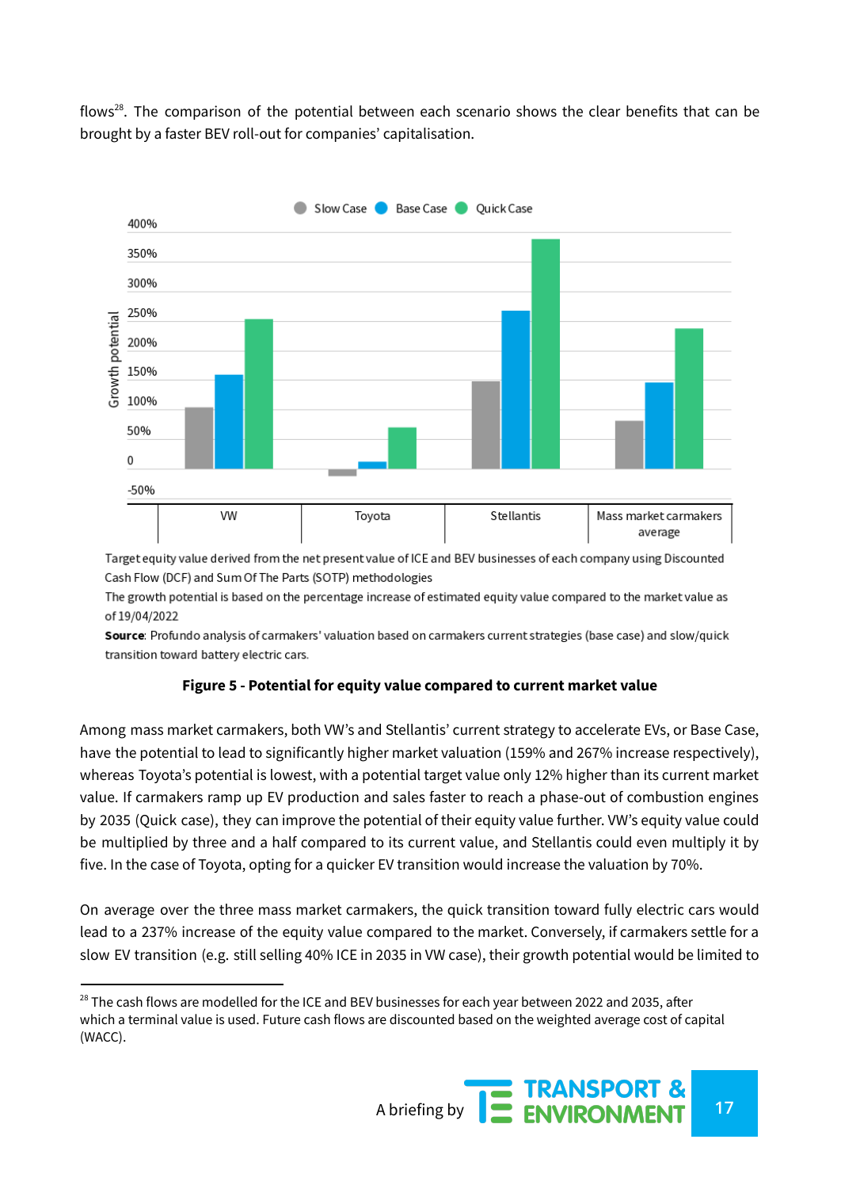flows[28]. The comparison of the potential between each scenario shows the clear benefits that can be brought by a faster BEV roll-out for companies' capitalisation.

Target equity value derived from the net present value of ICE and BEV businesses of each company using Discounted Cash Flow (DCF) and Sum Of The Parts (SOTP) methodologies

The growth potential is based on the percentage increase of estimated equity value compared to the market value as of 19/04/2022

**Source**: Profundo analysis of carmakers' valuation based on carmakers current strategies (base case) and slow/quick transition toward battery electric cars.

**Figure 5 - Potential for equity value compared to current market value**

Among mass market carmakers, both VW's and Stellantis' current strategy to accelerate EVs, or Base Case, have the potential to lead to significantly higher market valuation (159% and 267% increase respectively), whereas Toyota's potential is lowest, with a potential target value only 12% higher than its current market value. If carmakers ramp up EV production and sales faster to reach a phase-out of combustion engines by 2035 (Quick case), they can improve the potential of their equity value further. VW's equity value could be multiplied by three and a half compared to its current value, and Stellantis could even multiply it by five. In the case of Toyota, opting for a quicker EV transition would increase the valuation by 70%.

On average over the three mass market carmakers, the quick transition toward fully electric cars would lead to a 237% increase of the equity value compared to the market. Conversely, if carmakers settle for a slow EV transition (e.g. still selling 40% ICE in 2035 in VW case), their growth potential would be limited to

---

[28] The cash flows are modelled for the ICE and BEV businesses for each year between 2022 and 2035, after which a terminal value is used. Future cash flows are discounted based on the weighted average cost of capital (WACC).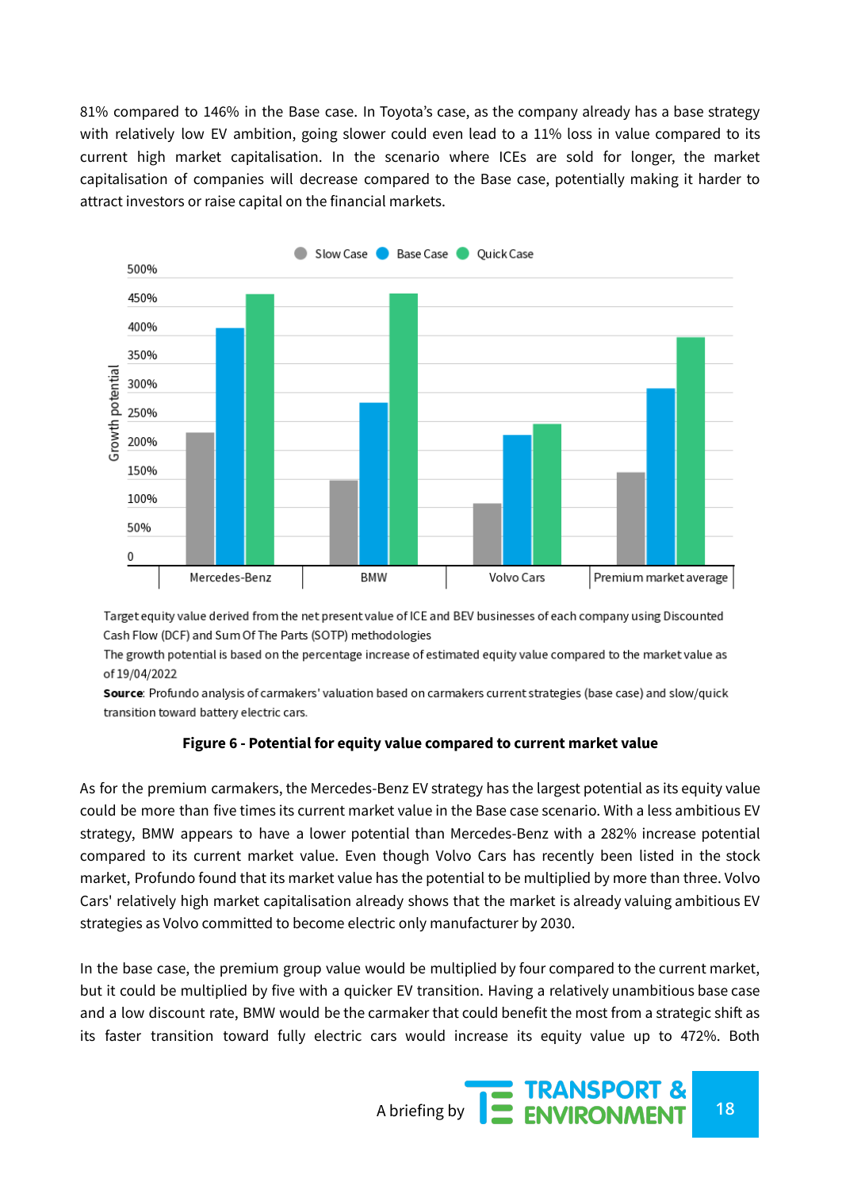81% compared to 146% in the Base case. In Toyota's case, as the company already has a base strategy with relatively low EV ambition, going slower could even lead to a 11% loss in value compared to its current high market capitalisation. In the scenario where ICEs are sold for longer, the market capitalisation of companies will decrease compared to the Base case, potentially making it harder to attract investors or raise capital on the financial markets.

Target equity value derived from the net present value of ICE and BEV businesses of each company using Discounted Cash Flow (DCF) and Sum Of The Parts (SOTP) methodologies

The growth potential is based on the percentage increase of estimated equity value compared to the market value as of 19/04/2022

**Source**: Profundo analysis of carmakers' valuation based on carmakers current strategies (base case) and slow/quick transition toward battery electric cars.

**Figure 6 - Potential for equity value compared to current market value**

As for the premium carmakers, the Mercedes-Benz EV strategy has the largest potential as its equity value could be more than five times its current market value in the Base case scenario. With a less ambitious EV strategy, BMW appears to have a lower potential than Mercedes-Benz with a 282% increase potential compared to its current market value. Even though Volvo Cars has recently been listed in the stock market, Profundo found that its market value has the potential to be multiplied by more than three. Volvo Cars' relatively high market capitalisation already shows that the market is already valuing ambitious EV strategies as Volvo committed to become electric only manufacturer by 2030.

In the base case, the premium group value would be multiplied by four compared to the current market, but it could be multiplied by five with a quicker EV transition. Having a relatively unambitious base case and a low discount rate, BMW would be the carmaker that could benefit the most from a strategic shift as its faster transition toward fully electric cars would increase its equity value up to 472%. Both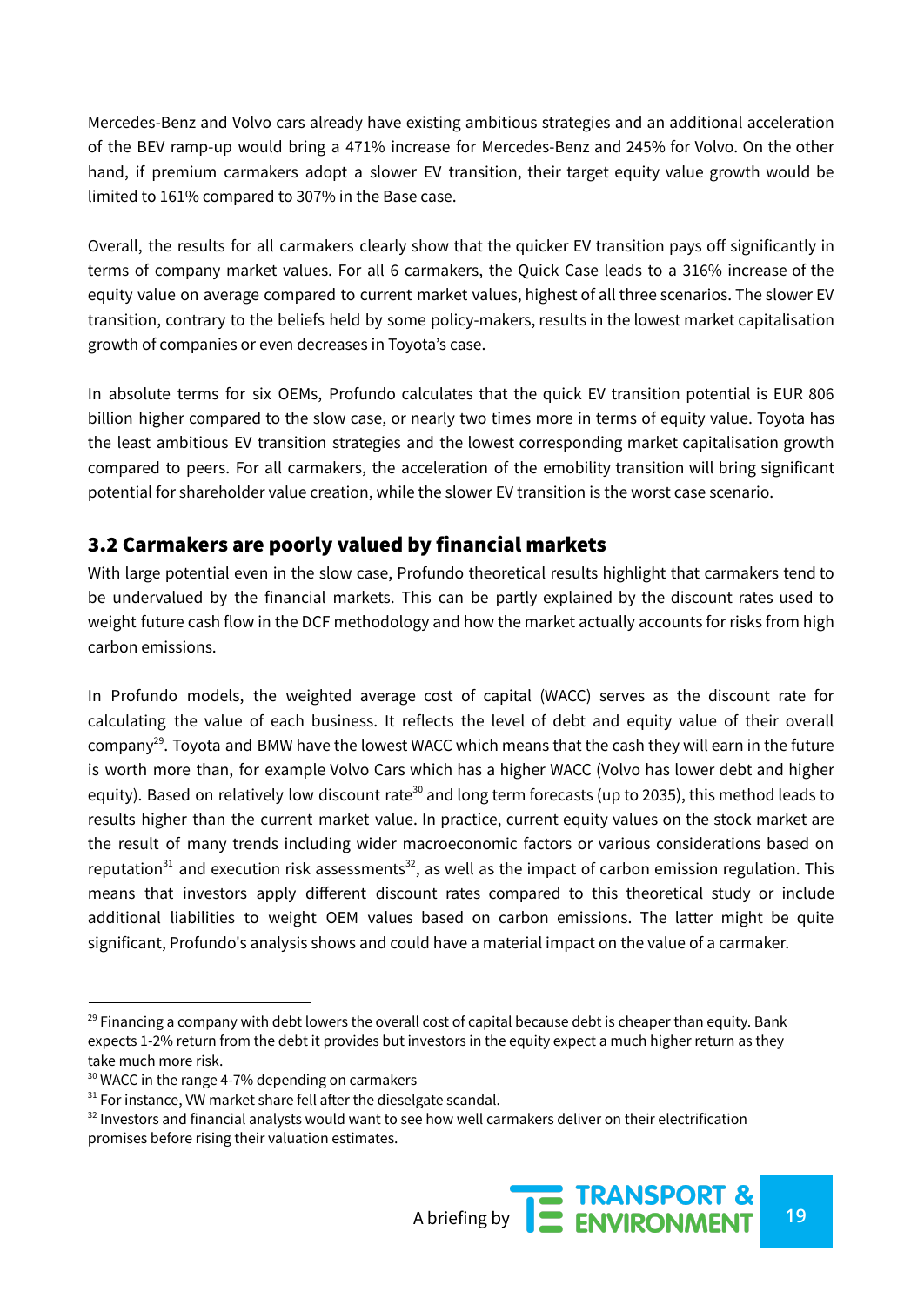Mercedes-Benz and Volvo cars already have existing ambitious strategies and an additional acceleration of the BEV ramp-up would bring a 471% increase for Mercedes-Benz and 245% for Volvo. On the other hand, if premium carmakers adopt a slower EV transition, their target equity value growth would be limited to 161% compared to 307% in the Base case.

Overall, the results for all carmakers clearly show that the quicker EV transition pays off significantly in terms of company market values. For all 6 carmakers, the Quick Case leads to a 316% increase of the equity value on average compared to current market values, highest of all three scenarios. The slower EV transition, contrary to the beliefs held by some policy-makers, results in the lowest market capitalisation growth of companies or even decreases in Toyota's case.

In absolute terms for six OEMs, Profundo calculates that the quick EV transition potential is EUR 806 billion higher compared to the slow case, or nearly two times more in terms of equity value. Toyota has the least ambitious EV transition strategies and the lowest corresponding market capitalisation growth compared to peers. For all carmakers, the acceleration of the emobility transition will bring significant potential for shareholder value creation, while the slower EV transition is the worst case scenario.

## 3.2 Carmakers are poorly valued by financial markets

With large potential even in the slow case, Profundo theoretical results highlight that carmakers tend to be undervalued by the financial markets. This can be partly explained by the discount rates used to weight future cash flow in the DCF methodology and how the market actually accounts for risks from high carbon emissions.

In Profundo models, the weighted average cost of capital (WACC) serves as the discount rate for calculating the value of each business. It reflects the level of debt and equity value of their overall company[29]. Toyota and BMW have the lowest WACC which means that the cash they will earn in the future is worth more than, for example Volvo Cars which has a higher WACC (Volvo has lower debt and higher equity). Based on relatively low discount rate[30] and long term forecasts (up to 2035), this method leads to results higher than the current market value. In practice, current equity values on the stock market are the result of many trends including wider macroeconomic factors or various considerations based on reputation[31] and execution risk assessments[32], as well as the impact of carbon emission regulation. This means that investors apply different discount rates compared to this theoretical study or include additional liabilities to weight OEM values based on carbon emissions. The latter might be quite significant, Profundo's analysis shows and could have a material impact on the value of a carmaker.

---

[29] Financing a company with debt lowers the overall cost of capital because debt is cheaper than equity. Bank expects 1-2% return from the debt it provides but investors in the equity expect a much higher return as they take much more risk.

[30] WACC in the range 4-7% depending on carmakers

[31] For instance, VW market share fell after the dieselgate scandal.

[32] Investors and financial analysts would want to see how well carmakers deliver on their electrification promises before rising their valuation estimates.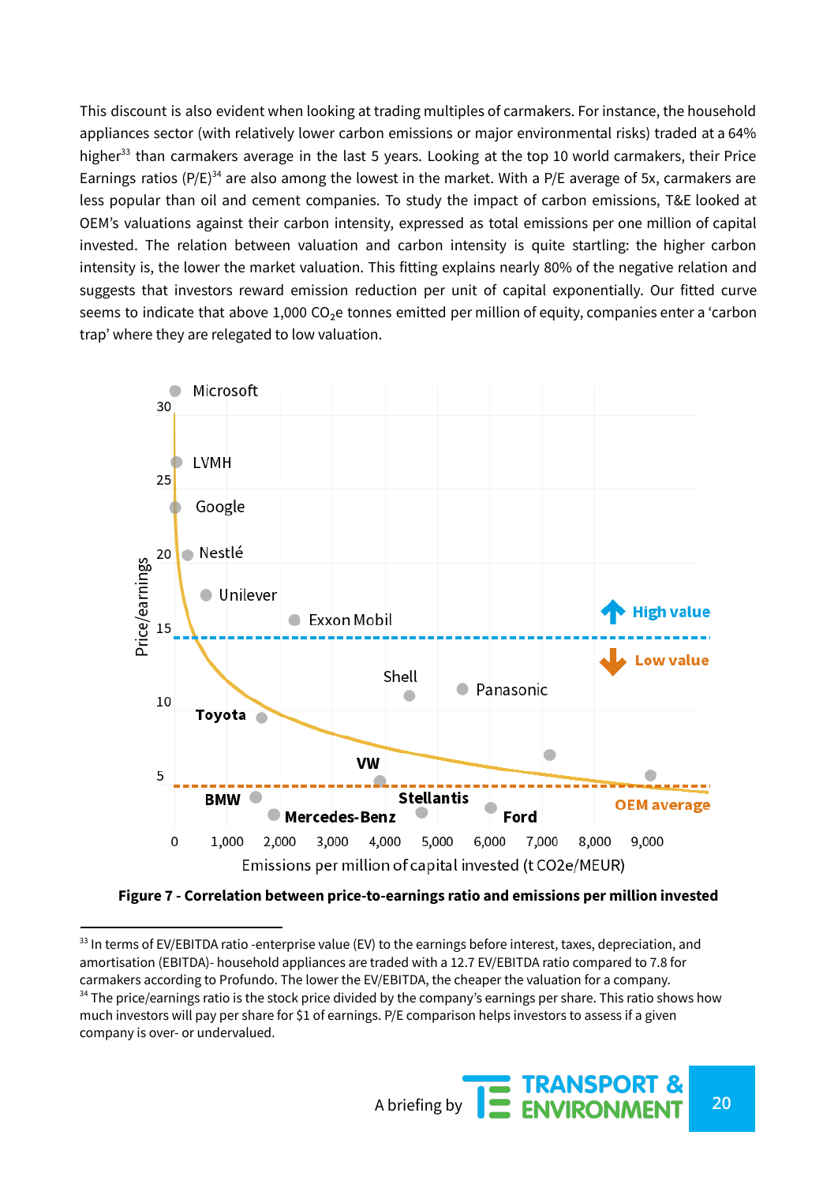This discount is also evident when looking at trading multiples of carmakers. For instance, the household appliances sector (with relatively lower carbon emissions or major environmental risks) traded at a 64% higher[33] than carmakers average in the last 5 years. Looking at the top 10 world carmakers, their Price Earnings ratios (P/E)[34] are also among the lowest in the market. With a P/E average of 5x, carmakers are less popular than oil and cement companies. To study the impact of carbon emissions, T&E looked at OEM's valuations against their carbon intensity, expressed as total emissions per one million of capital invested. The relation between valuation and carbon intensity is quite startling: the higher carbon intensity is, the lower the market valuation. This fitting explains nearly 80% of the negative relation and suggests that investors reward emission reduction per unit of capital exponentially. Our fitted curve seems to indicate that above 1,000 $CO_2$e tonnes emitted per million of equity, companies enter a 'carbon trap' where they are relegated to low valuation.

**Figure 7 - Correlation between price-to-earnings ratio and emissions per million invested**

[33] In terms of EV/EBITDA ratio -enterprise value (EV) to the earnings before interest, taxes, depreciation, and amortisation (EBITDA)- household appliances are traded with a 12.7 EV/EBITDA ratio compared to 7.8 for carmakers according to Profundo. The lower the EV/EBITDA, the cheaper the valuation for a company.

[34] The price/earnings ratio is the stock price divided by the company's earnings per share. This ratio shows how much investors will pay per share for $1 of earnings. P/E comparison helps investors to assess if a given company is over- or undervalued.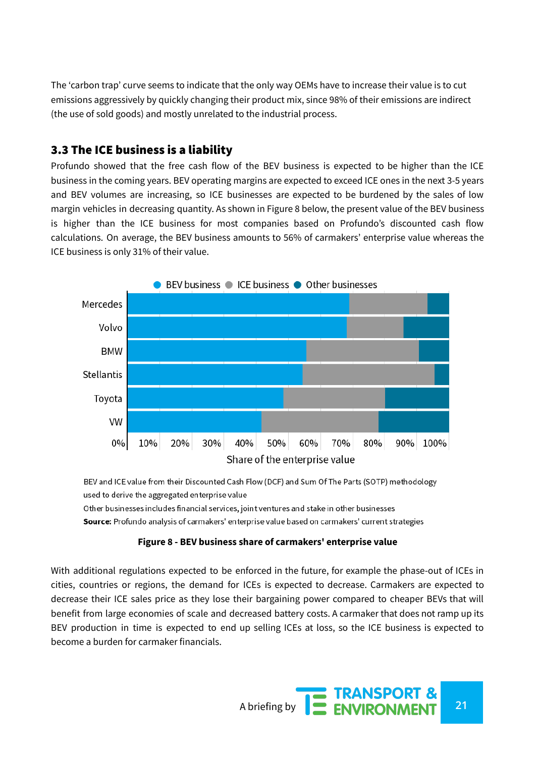The 'carbon trap' curve seems to indicate that the only way OEMs have to increase their value is to cut emissions aggressively by quickly changing their product mix, since 98% of their emissions are indirect (the use of sold goods) and mostly unrelated to the industrial process.

### 3.3 The ICE business is a liability

Profundo showed that the free cash flow of the BEV business is expected to be higher than the ICE business in the coming years. BEV operating margins are expected to exceed ICE ones in the next 3-5 years and BEV volumes are increasing, so ICE businesses are expected to be burdened by the sales of low margin vehicles in decreasing quantity. As shown in Figure 8 below, the present value of the BEV business is higher than the ICE business for most companies based on Profundo's discounted cash flow calculations. On average, the BEV business amounts to 56% of carmakers' enterprise value whereas the ICE business is only 31% of their value.

BEV and ICE value from their Discounted Cash Flow (DCF) and Sum Of The Parts (SOTP) methodology used to derive the aggregated enterprise value

Other businesses includes financial services, joint ventures and stake in other businesses

**Source:** Profundo analysis of carmakers' enterprise value based on carmakers' current strategies

**Figure 8 - BEV business share of carmakers' enterprise value**

With additional regulations expected to be enforced in the future, for example the phase-out of ICEs in cities, countries or regions, the demand for ICEs is expected to decrease. Carmakers are expected to decrease their ICE sales price as they lose their bargaining power compared to cheaper BEVs that will benefit from large economies of scale and decreased battery costs. A carmaker that does not ramp up its BEV production in time is expected to end up selling ICEs at loss, so the ICE business is expected to become a burden for carmaker financials.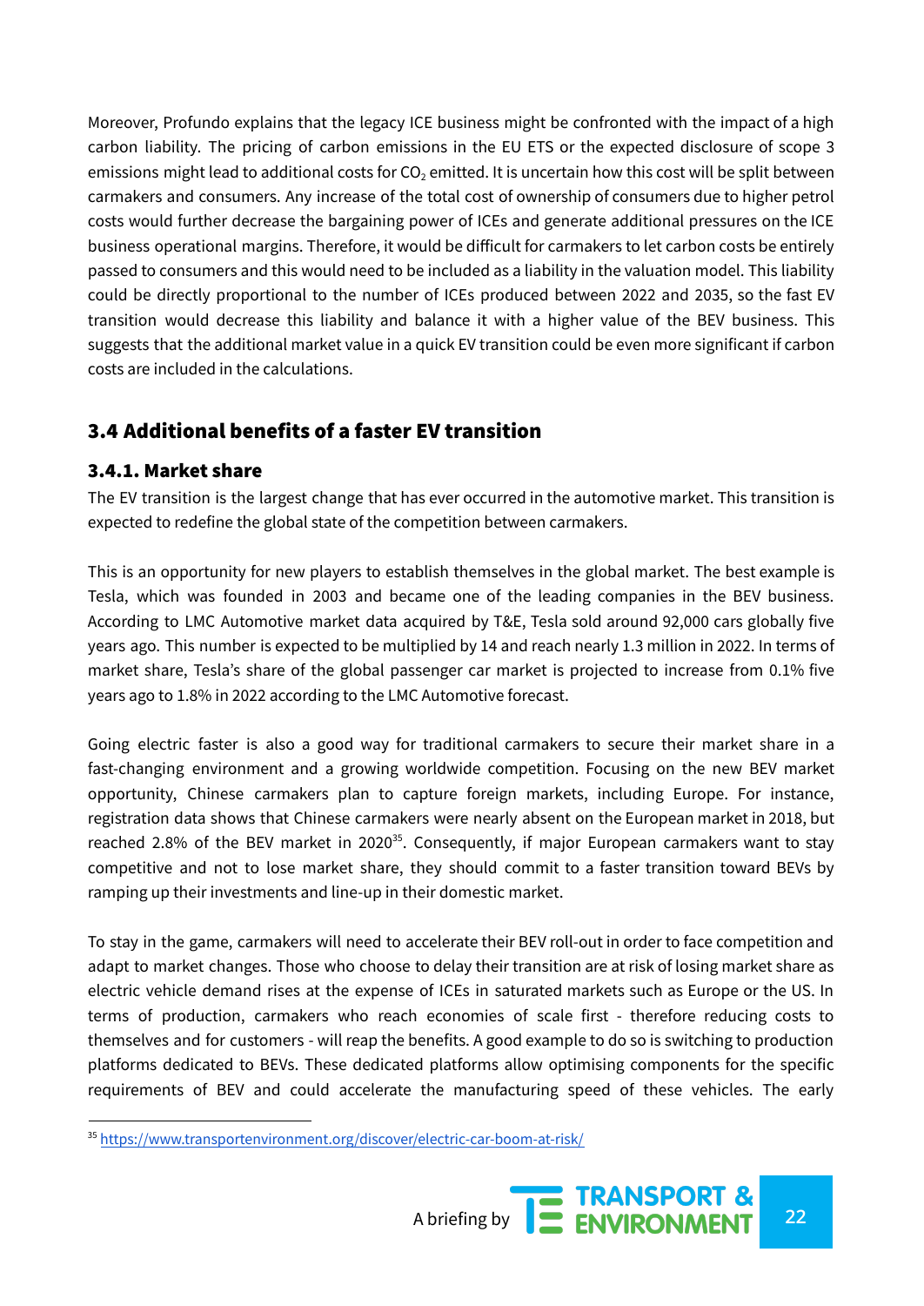Moreover, Profundo explains that the legacy ICE business might be confronted with the impact of a high carbon liability. The pricing of carbon emissions in the EU ETS or the expected disclosure of scope 3 emissions might lead to additional costs for $CO_2$ emitted. It is uncertain how this cost will be split between carmakers and consumers. Any increase of the total cost of ownership of consumers due to higher petrol costs would further decrease the bargaining power of ICEs and generate additional pressures on the ICE business operational margins. Therefore, it would be difficult for carmakers to let carbon costs be entirely passed to consumers and this would need to be included as a liability in the valuation model. This liability could be directly proportional to the number of ICEs produced between 2022 and 2035, so the fast EV transition would decrease this liability and balance it with a higher value of the BEV business. This suggests that the additional market value in a quick EV transition could be even more significant if carbon costs are included in the calculations.

## 3.4 Additional benefits of a faster EV transition

### 3.4.1. Market share

The EV transition is the largest change that has ever occurred in the automotive market. This transition is expected to redefine the global state of the competition between carmakers.

This is an opportunity for new players to establish themselves in the global market. The best example is Tesla, which was founded in 2003 and became one of the leading companies in the BEV business. According to LMC Automotive market data acquired by T&E, Tesla sold around 92,000 cars globally five years ago. This number is expected to be multiplied by 14 and reach nearly 1.3 million in 2022. In terms of market share, Tesla's share of the global passenger car market is projected to increase from 0.1% five years ago to 1.8% in 2022 according to the LMC Automotive forecast.

Going electric faster is also a good way for traditional carmakers to secure their market share in a fast-changing environment and a growing worldwide competition. Focusing on the new BEV market opportunity, Chinese carmakers plan to capture foreign markets, including Europe. For instance, registration data shows that Chinese carmakers were nearly absent on the European market in 2018, but reached 2.8% of the BEV market in 2020[35]. Consequently, if major European carmakers want to stay competitive and not to lose market share, they should commit to a faster transition toward BEVs by ramping up their investments and line-up in their domestic market.

To stay in the game, carmakers will need to accelerate their BEV roll-out in order to face competition and adapt to market changes. Those who choose to delay their transition are at risk of losing market share as electric vehicle demand rises at the expense of ICEs in saturated markets such as Europe or the US. In terms of production, carmakers who reach economies of scale first - therefore reducing costs to themselves and for customers - will reap the benefits. A good example to do so is switching to production platforms dedicated to BEVs. These dedicated platforms allow optimising components for the specific requirements of BEV and could accelerate the manufacturing speed of these vehicles. The early

[35] https://www.transportenvironment.org/discover/electric-car-boom-at-risk/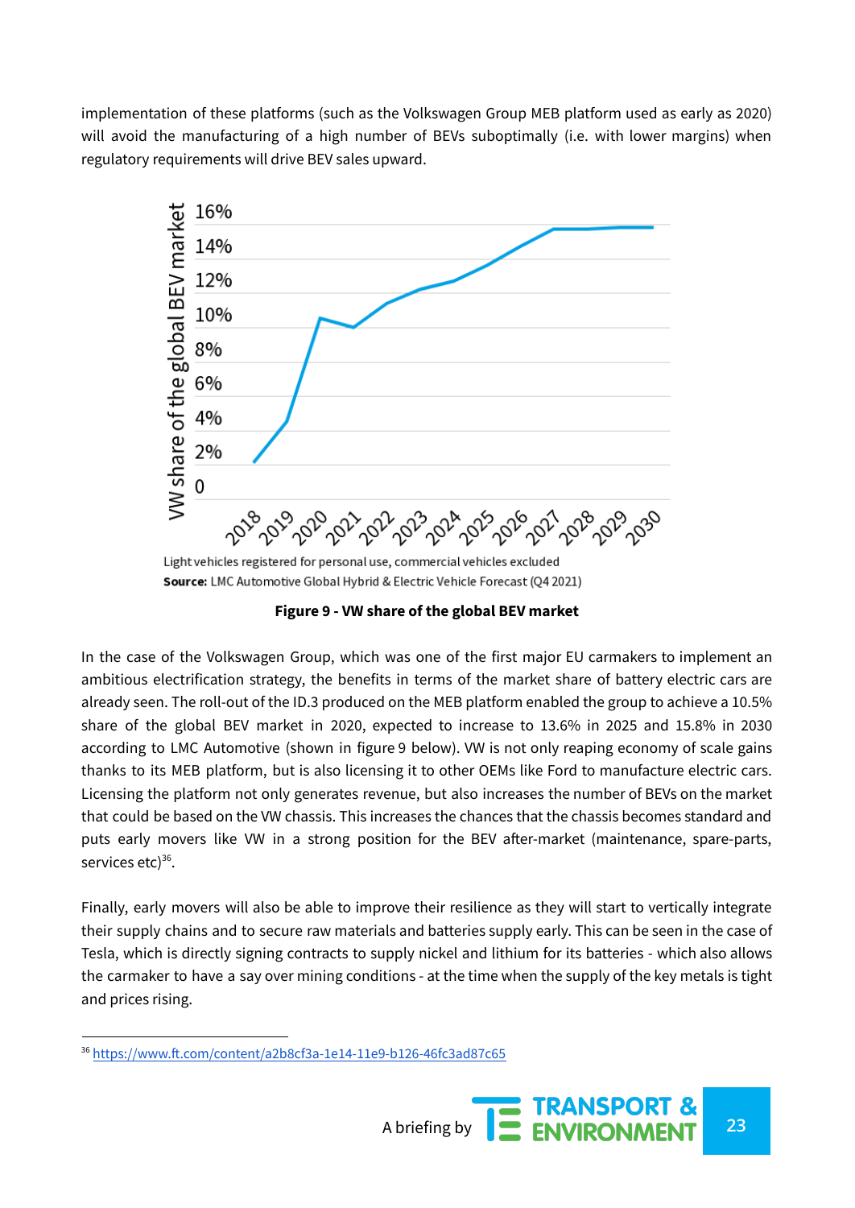implementation of these platforms (such as the Volkswagen Group MEB platform used as early as 2020) will avoid the manufacturing of a high number of BEVs suboptimally (i.e. with lower margins) when regulatory requirements will drive BEV sales upward.

Light vehicles registered for personal use, commercial vehicles excluded

**Source:** LMC Automotive Global Hybrid & Electric Vehicle Forecast (Q4 2021)

**Figure 9 - VW share of the global BEV market**

In the case of the Volkswagen Group, which was one of the first major EU carmakers to implement an ambitious electrification strategy, the benefits in terms of the market share of battery electric cars are already seen. The roll-out of the ID.3 produced on the MEB platform enabled the group to achieve a 10.5% share of the global BEV market in 2020, expected to increase to 13.6% in 2025 and 15.8% in 2030 according to LMC Automotive (shown in figure 9 below). VW is not only reaping economy of scale gains thanks to its MEB platform, but is also licensing it to other OEMs like Ford to manufacture electric cars. Licensing the platform not only generates revenue, but also increases the number of BEVs on the market that could be based on the VW chassis. This increases the chances that the chassis becomes standard and puts early movers like VW in a strong position for the BEV after-market (maintenance, spare-parts, services etc)[36].

Finally, early movers will also be able to improve their resilience as they will start to vertically integrate their supply chains and to secure raw materials and batteries supply early. This can be seen in the case of Tesla, which is directly signing contracts to supply nickel and lithium for its batteries - which also allows the carmaker to have a say over mining conditions - at the time when the supply of the key metals is tight and prices rising.

[36] https://www.ft.com/content/a2b8cf3a-1e14-11e9-b126-46fc3ad87c65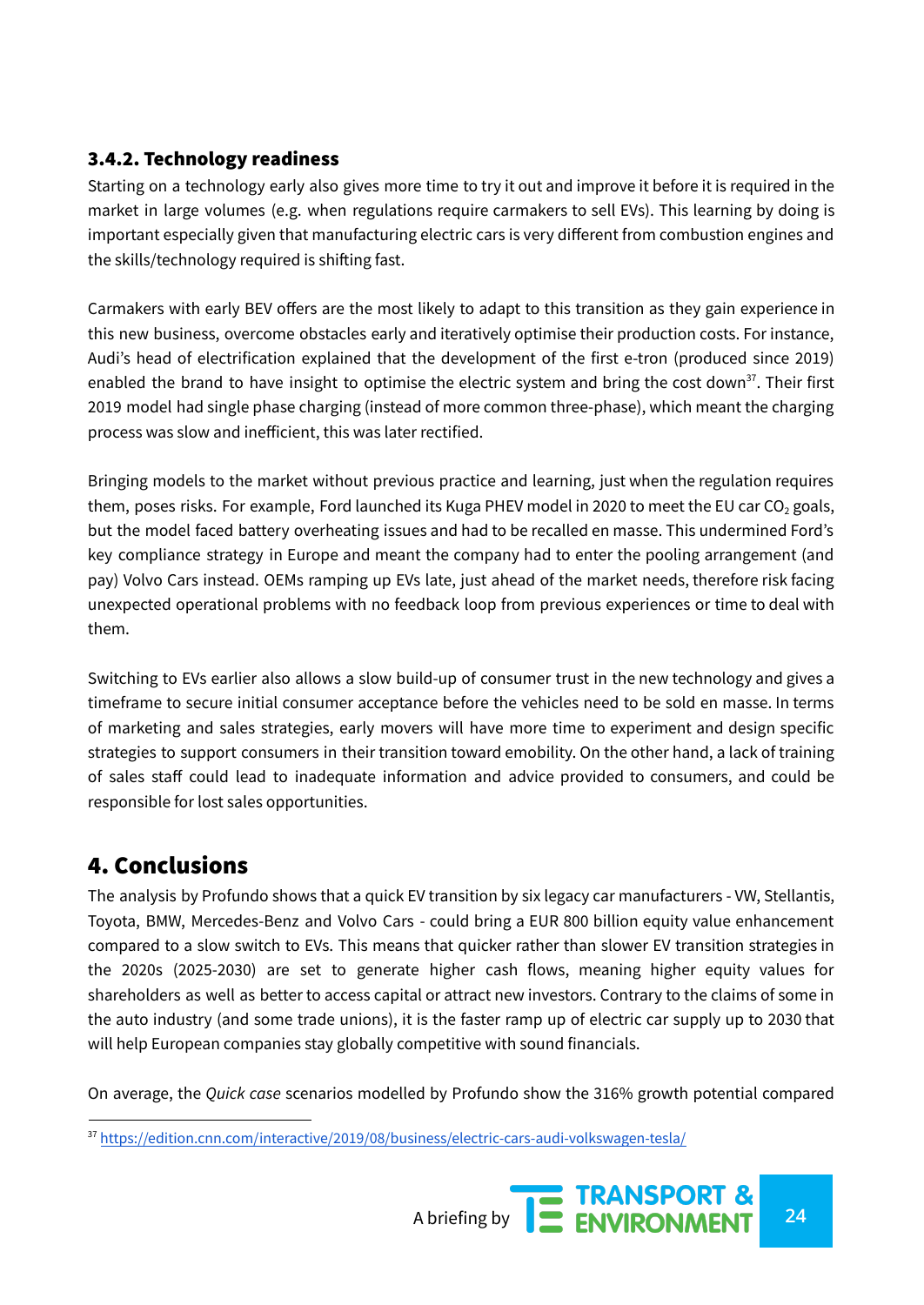### 3.4.2. Technology readiness

Starting on a technology early also gives more time to try it out and improve it before it is required in the market in large volumes (e.g. when regulations require carmakers to sell EVs). This learning by doing is important especially given that manufacturing electric cars is very different from combustion engines and the skills/technology required is shifting fast.

Carmakers with early BEV offers are the most likely to adapt to this transition as they gain experience in this new business, overcome obstacles early and iteratively optimise their production costs. For instance, Audi's head of electrification explained that the development of the first e-tron (produced since 2019) enabled the brand to have insight to optimise the electric system and bring the cost down[37]. Their first 2019 model had single phase charging (instead of more common three-phase), which meant the charging process was slow and inefficient, this was later rectified.

Bringing models to the market without previous practice and learning, just when the regulation requires them, poses risks. For example, Ford launched its Kuga PHEV model in 2020 to meet the EU car $CO_2$ goals, but the model faced battery overheating issues and had to be recalled en masse. This undermined Ford's key compliance strategy in Europe and meant the company had to enter the pooling arrangement (and pay) Volvo Cars instead. OEMs ramping up EVs late, just ahead of the market needs, therefore risk facing unexpected operational problems with no feedback loop from previous experiences or time to deal with them.

Switching to EVs earlier also allows a slow build-up of consumer trust in the new technology and gives a timeframe to secure initial consumer acceptance before the vehicles need to be sold en masse. In terms of marketing and sales strategies, early movers will have more time to experiment and design specific strategies to support consumers in their transition toward emobility. On the other hand, a lack of training of sales staff could lead to inadequate information and advice provided to consumers, and could be responsible for lost sales opportunities.

## 4. Conclusions

The analysis by Profundo shows that a quick EV transition by six legacy car manufacturers - VW, Stellantis, Toyota, BMW, Mercedes-Benz and Volvo Cars - could bring a EUR 800 billion equity value enhancement compared to a slow switch to EVs. This means that quicker rather than slower EV transition strategies in the 2020s (2025-2030) are set to generate higher cash flows, meaning higher equity values for shareholders as well as better to access capital or attract new investors. Contrary to the claims of some in the auto industry (and some trade unions), it is the faster ramp up of electric car supply up to 2030 that will help European companies stay globally competitive with sound financials.

On average, the *Quick case* scenarios modelled by Profundo show the 316% growth potential compared

[37] https://edition.cnn.com/interactive/2019/08/business/electric-cars-audi-volkswagen-tesla/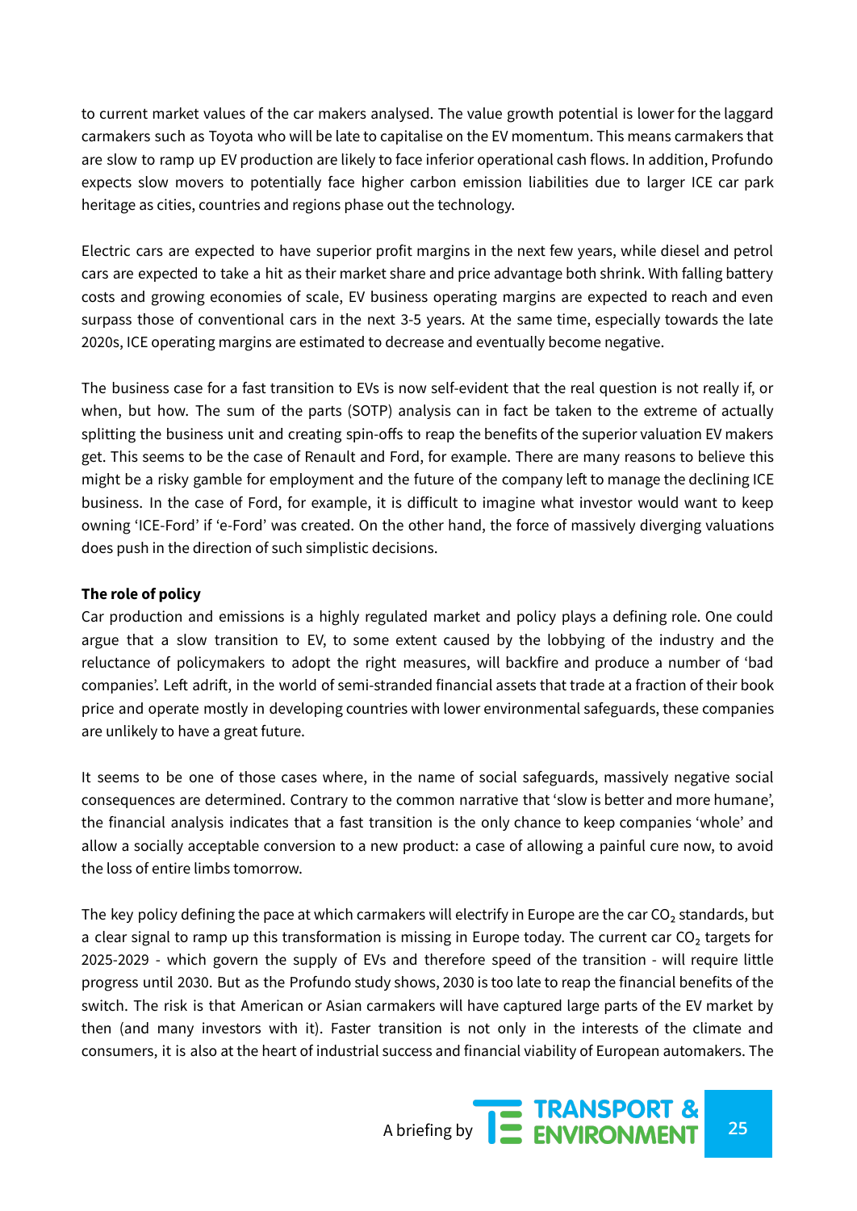to current market values of the car makers analysed. The value growth potential is lower for the laggard carmakers such as Toyota who will be late to capitalise on the EV momentum. This means carmakers that are slow to ramp up EV production are likely to face inferior operational cash flows. In addition, Profundo expects slow movers to potentially face higher carbon emission liabilities due to larger ICE car park heritage as cities, countries and regions phase out the technology.

Electric cars are expected to have superior profit margins in the next few years, while diesel and petrol cars are expected to take a hit as their market share and price advantage both shrink. With falling battery costs and growing economies of scale, EV business operating margins are expected to reach and even surpass those of conventional cars in the next 3-5 years. At the same time, especially towards the late 2020s, ICE operating margins are estimated to decrease and eventually become negative.

The business case for a fast transition to EVs is now self-evident that the real question is not really if, or when, but how. The sum of the parts (SOTP) analysis can in fact be taken to the extreme of actually splitting the business unit and creating spin-offs to reap the benefits of the superior valuation EV makers get. This seems to be the case of Renault and Ford, for example. There are many reasons to believe this might be a risky gamble for employment and the future of the company left to manage the declining ICE business. In the case of Ford, for example, it is difficult to imagine what investor would want to keep owning 'ICE-Ford' if 'e-Ford' was created. On the other hand, the force of massively diverging valuations does push in the direction of such simplistic decisions.

**The role of policy**

Car production and emissions is a highly regulated market and policy plays a defining role. One could argue that a slow transition to EV, to some extent caused by the lobbying of the industry and the reluctance of policymakers to adopt the right measures, will backfire and produce a number of 'bad companies'. Left adrift, in the world of semi-stranded financial assets that trade at a fraction of their book price and operate mostly in developing countries with lower environmental safeguards, these companies are unlikely to have a great future.

It seems to be one of those cases where, in the name of social safeguards, massively negative social consequences are determined. Contrary to the common narrative that 'slow is better and more humane', the financial analysis indicates that a fast transition is the only chance to keep companies 'whole' and allow a socially acceptable conversion to a new product: a case of allowing a painful cure now, to avoid the loss of entire limbs tomorrow.

The key policy defining the pace at which carmakers will electrify in Europe are the car $CO_2$ standards, but a clear signal to ramp up this transformation is missing in Europe today. The current car $CO_2$ targets for 2025-2029 - which govern the supply of EVs and therefore speed of the transition - will require little progress until 2030. But as the Profundo study shows, 2030 is too late to reap the financial benefits of the switch. The risk is that American or Asian carmakers will have captured large parts of the EV market by then (and many investors with it). Faster transition is not only in the interests of the climate and consumers, it is also at the heart of industrial success and financial viability of European automakers. The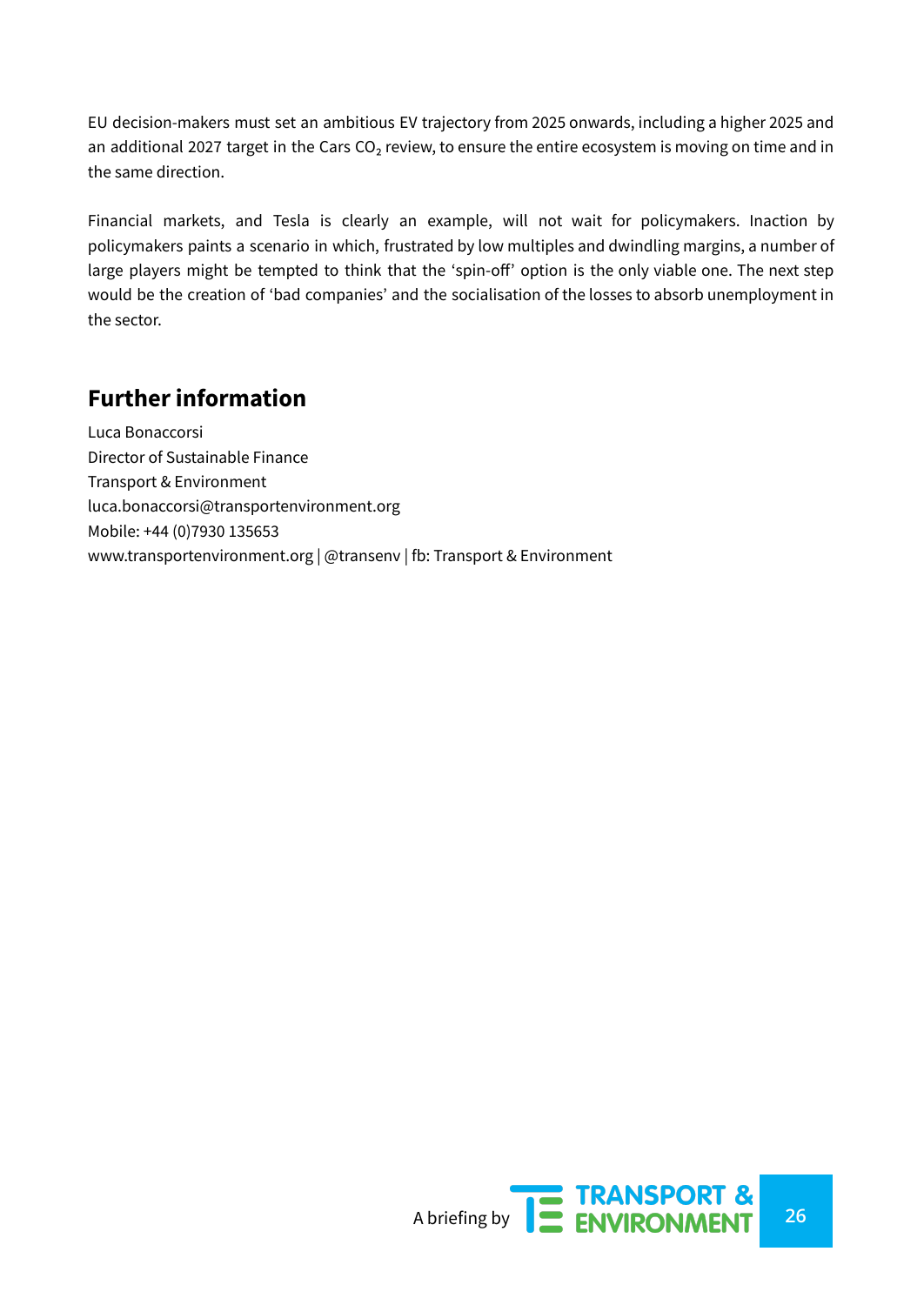EU decision-makers must set an ambitious EV trajectory from 2025 onwards, including a higher 2025 and an additional 2027 target in the Cars $CO_2$ review, to ensure the entire ecosystem is moving on time and in the same direction.

Financial markets, and Tesla is clearly an example, will not wait for policymakers. Inaction by policymakers paints a scenario in which, frustrated by low multiples and dwindling margins, a number of large players might be tempted to think that the 'spin-off' option is the only viable one. The next step would be the creation of 'bad companies' and the socialisation of the losses to absorb unemployment in the sector.

## Further information

Luca Bonaccorsi
Director of Sustainable Finance
Transport & Environment
luca.bonaccorsi@transportenvironment.org
Mobile: +44 (0)7930 135653
www.transportenvironment.org | @transenv | fb: Transport & Environment